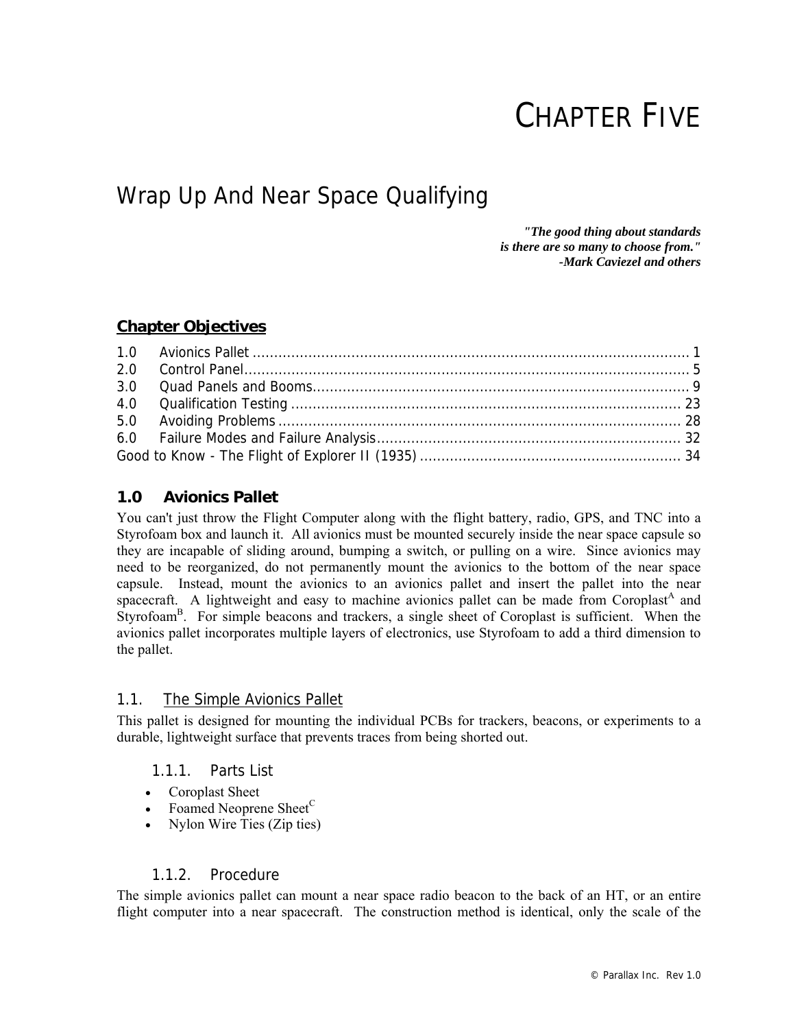# CHAPTER FIVE

## Wrap Up And Near Space Qualifying

*"The good thing about standards*
*is there are so many to choose from."*
*-Mark Caviezel and others*

### Chapter Objectives

1.0 Avionics Pallet ........................................................................................................ 1
2.0 Control Panel ........................................................................................................... 5
3.0 Quad Panels and Booms ........................................................................................ 9
4.0 Qualification Testing .............................................................................................. 23
5.0 Avoiding Problems ................................................................................................. 28
6.0 Failure Modes and Failure Analysis ...................................................................... 32
Good to Know - The Flight of Explorer II (1935) ............................................................ 34

### 1.0 Avionics Pallet

You can't just throw the Flight Computer along with the flight battery, radio, GPS, and TNC into a Styrofoam box and launch it. All avionics must be mounted securely inside the near space capsule so they are incapable of sliding around, bumping a switch, or pulling on a wire. Since avionics may need to be reorganized, do not permanently mount the avionics to the bottom of the near space capsule. Instead, mount the avionics to an avionics pallet and insert the pallet into the near spacecraft. A lightweight and easy to machine avionics pallet can be made from Coroplast[A] and Styrofoam[B]. For simple beacons and trackers, a single sheet of Coroplast is sufficient. When the avionics pallet incorporates multiple layers of electronics, use Styrofoam to add a third dimension to the pallet.

#### 1.1. The Simple Avionics Pallet

This pallet is designed for mounting the individual PCBs for trackers, beacons, or experiments to a durable, lightweight surface that prevents traces from being shorted out.

##### 1.1.1. Parts List

- Coroplast Sheet
- Foamed Neoprene Sheet[C]
- Nylon Wire Ties (Zip ties)

##### 1.1.2. Procedure

The simple avionics pallet can mount a near space radio beacon to the back of an HT, or an entire flight computer into a near spacecraft. The construction method is identical, only the scale of the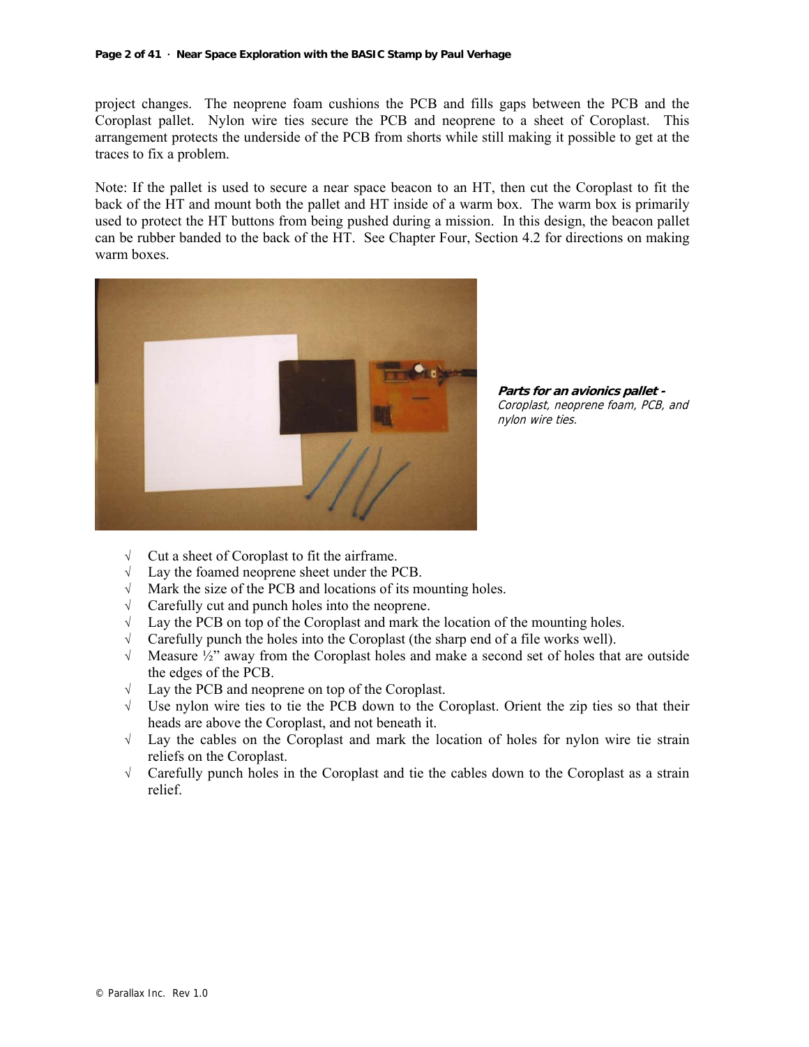project changes. The neoprene foam cushions the PCB and fills gaps between the PCB and the Coroplast pallet. Nylon wire ties secure the PCB and neoprene to a sheet of Coroplast. This arrangement protects the underside of the PCB from shorts while still making it possible to get at the traces to fix a problem.

Note: If the pallet is used to secure a near space beacon to an HT, then cut the Coroplast to fit the back of the HT and mount both the pallet and HT inside of a warm box. The warm box is primarily used to protect the HT buttons from being pushed during a mission. In this design, the beacon pallet can be rubber banded to the back of the HT. See Chapter Four, Section 4.2 for directions on making warm boxes.

***Parts for an avionics pallet -*** *Coroplast, neoprene foam, PCB, and nylon wire ties.*

- √ Cut a sheet of Coroplast to fit the airframe.
- √ Lay the foamed neoprene sheet under the PCB.
- √ Mark the size of the PCB and locations of its mounting holes.
- √ Carefully cut and punch holes into the neoprene.
- √ Lay the PCB on top of the Coroplast and mark the location of the mounting holes.
- √ Carefully punch the holes into the Coroplast (the sharp end of a file works well).
- √ Measure ½" away from the Coroplast holes and make a second set of holes that are outside the edges of the PCB.
- √ Lay the PCB and neoprene on top of the Coroplast.
- √ Use nylon wire ties to tie the PCB down to the Coroplast. Orient the zip ties so that their heads are above the Coroplast, and not beneath it.
- √ Lay the cables on the Coroplast and mark the location of holes for nylon wire tie strain reliefs on the Coroplast.
- √ Carefully punch holes in the Coroplast and tie the cables down to the Coroplast as a strain relief.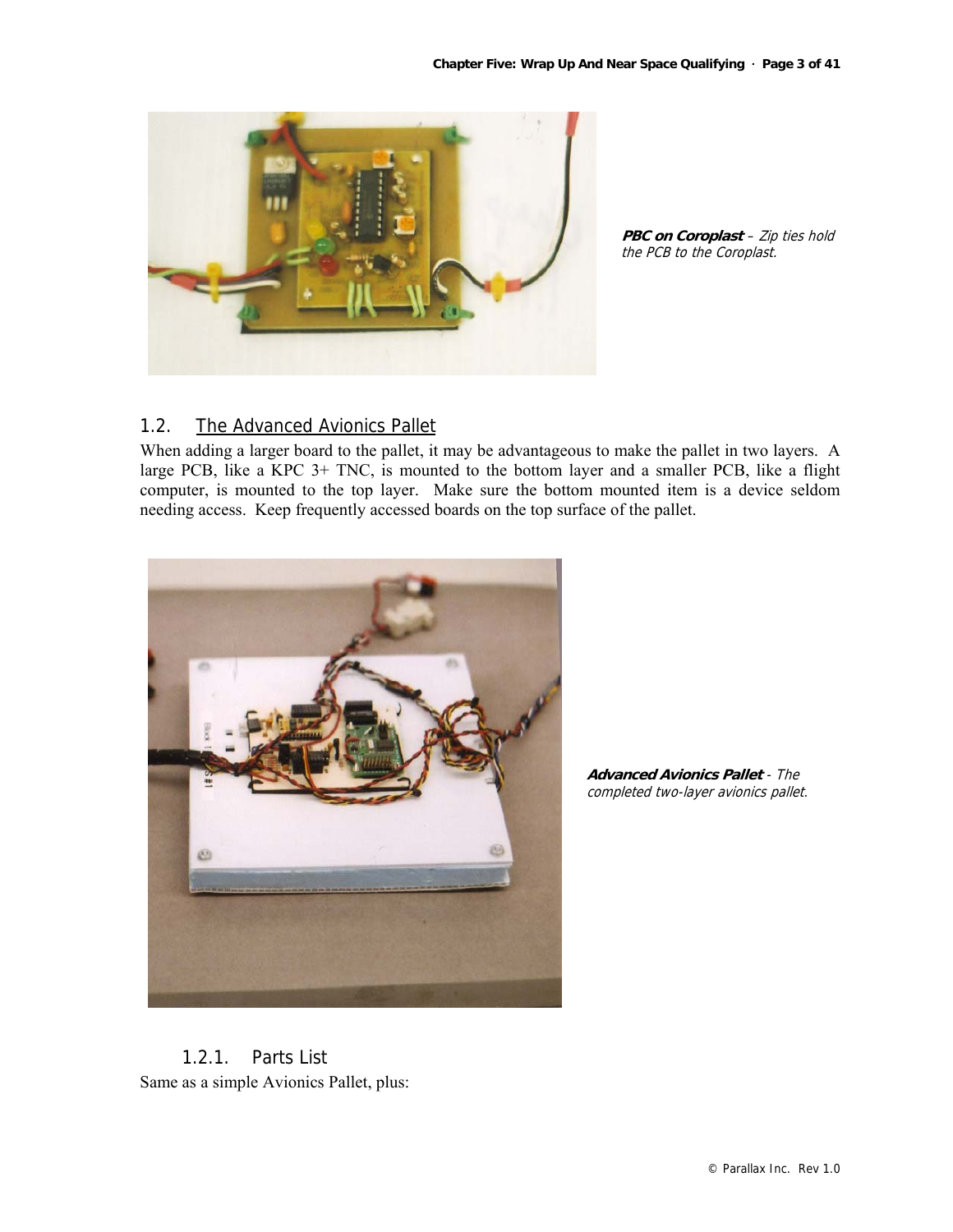***PBC on Coroplast*** – *Zip ties hold the PCB to the Coroplast.*

## 1.2. The Advanced Avionics Pallet

When adding a larger board to the pallet, it may be advantageous to make the pallet in two layers. A large PCB, like a KPC 3+ TNC, is mounted to the bottom layer and a smaller PCB, like a flight computer, is mounted to the top layer. Make sure the bottom mounted item is a device seldom needing access. Keep frequently accessed boards on the top surface of the pallet.

***Advanced Avionics Pallet*** - *The completed two-layer avionics pallet.*

### 1.2.1. Parts List

Same as a simple Avionics Pallet, plus: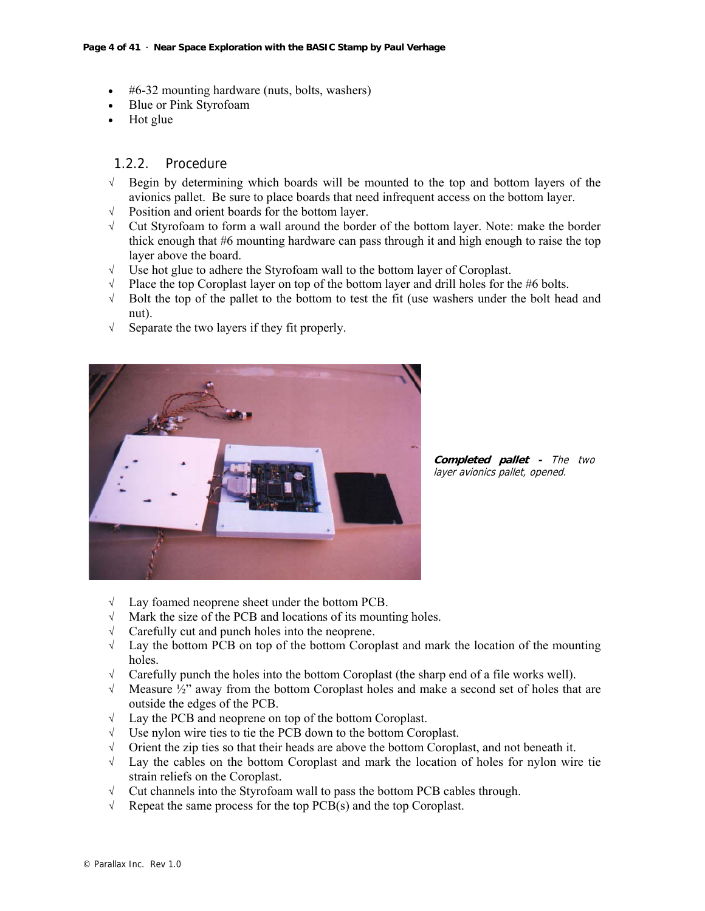- #6-32 mounting hardware (nuts, bolts, washers)
- Blue or Pink Styrofoam
- Hot glue

### 1.2.2. Procedure

√ Begin by determining which boards will be mounted to the top and bottom layers of the avionics pallet. Be sure to place boards that need infrequent access on the bottom layer.
√ Position and orient boards for the bottom layer.
√ Cut Styrofoam to form a wall around the border of the bottom layer. Note: make the border thick enough that #6 mounting hardware can pass through it and high enough to raise the top layer above the board.
√ Use hot glue to adhere the Styrofoam wall to the bottom layer of Coroplast.
√ Place the top Coroplast layer on top of the bottom layer and drill holes for the #6 bolts.
√ Bolt the top of the pallet to the bottom to test the fit (use washers under the bolt head and nut).
√ Separate the two layers if they fit properly.

***Completed pallet*** *- The two layer avionics pallet, opened.*

√ Lay foamed neoprene sheet under the bottom PCB.
√ Mark the size of the PCB and locations of its mounting holes.
√ Carefully cut and punch holes into the neoprene.
√ Lay the bottom PCB on top of the bottom Coroplast and mark the location of the mounting holes.
√ Carefully punch the holes into the bottom Coroplast (the sharp end of a file works well).
√ Measure ½" away from the bottom Coroplast holes and make a second set of holes that are outside the edges of the PCB.
√ Lay the PCB and neoprene on top of the bottom Coroplast.
√ Use nylon wire ties to tie the PCB down to the bottom Coroplast.
√ Orient the zip ties so that their heads are above the bottom Coroplast, and not beneath it.
√ Lay the cables on the bottom Coroplast and mark the location of holes for nylon wire tie strain reliefs on the Coroplast.
√ Cut channels into the Styrofoam wall to pass the bottom PCB cables through.
√ Repeat the same process for the top PCB(s) and the top Coroplast.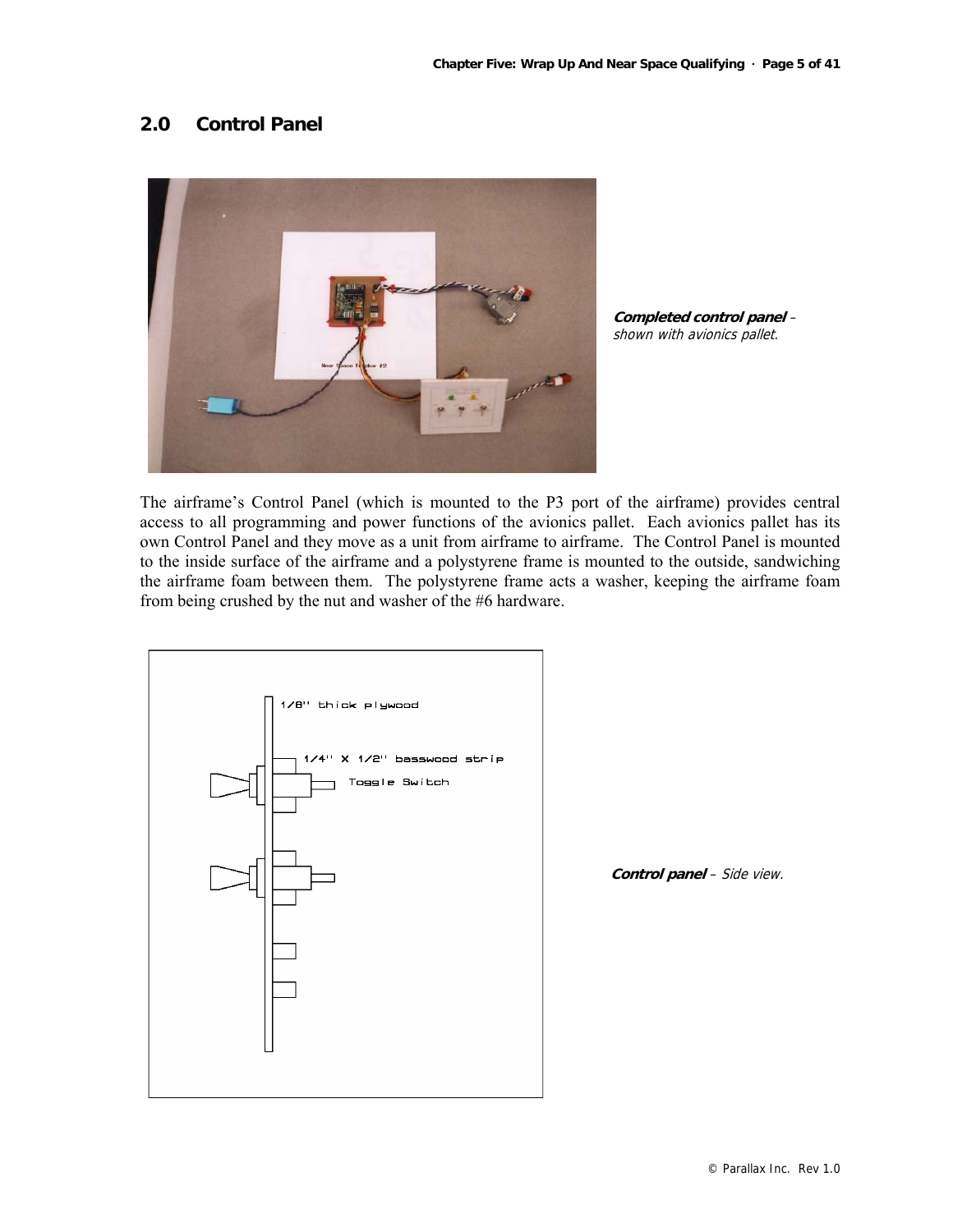## 2.0 Control Panel

***Completed control panel*** *– shown with avionics pallet.*

The airframe's Control Panel (which is mounted to the P3 port of the airframe) provides central access to all programming and power functions of the avionics pallet. Each avionics pallet has its own Control Panel and they move as a unit from airframe to airframe. The Control Panel is mounted to the inside surface of the airframe and a polystyrene frame is mounted to the outside, sandwiching the airframe foam between them. The polystyrene frame acts a washer, keeping the airframe foam from being crushed by the nut and washer of the #6 hardware.

***Control panel*** *– Side view.*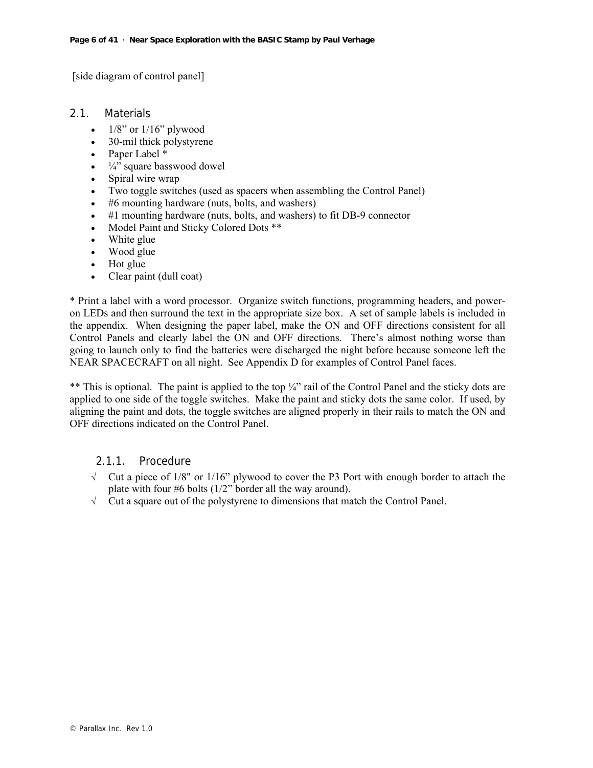[side diagram of control panel]

## 2.1. Materials

- 1/8” or 1/16” plywood
- 30-mil thick polystyrene
- Paper Label *
- ¼” square basswood dowel
- Spiral wire wrap
- Two toggle switches (used as spacers when assembling the Control Panel)
- #6 mounting hardware (nuts, bolts, and washers)
- #1 mounting hardware (nuts, bolts, and washers) to fit DB-9 connector
- Model Paint and Sticky Colored Dots **
- White glue
- Wood glue
- Hot glue
- Clear paint (dull coat)

* Print a label with a word processor. Organize switch functions, programming headers, and power-on LEDs and then surround the text in the appropriate size box. A set of sample labels is included in the appendix. When designing the paper label, make the ON and OFF directions consistent for all Control Panels and clearly label the ON and OFF directions. There’s almost nothing worse than going to launch only to find the batteries were discharged the night before because someone left the NEAR SPACECRAFT on all night. See Appendix D for examples of Control Panel faces.

** This is optional. The paint is applied to the top ¼” rail of the Control Panel and the sticky dots are applied to one side of the toggle switches. Make the paint and sticky dots the same color. If used, by aligning the paint and dots, the toggle switches are aligned properly in their rails to match the ON and OFF directions indicated on the Control Panel.

### 2.1.1. Procedure

√ Cut a piece of 1/8" or 1/16” plywood to cover the P3 Port with enough border to attach the plate with four #6 bolts (1/2” border all the way around).

√ Cut a square out of the polystyrene to dimensions that match the Control Panel.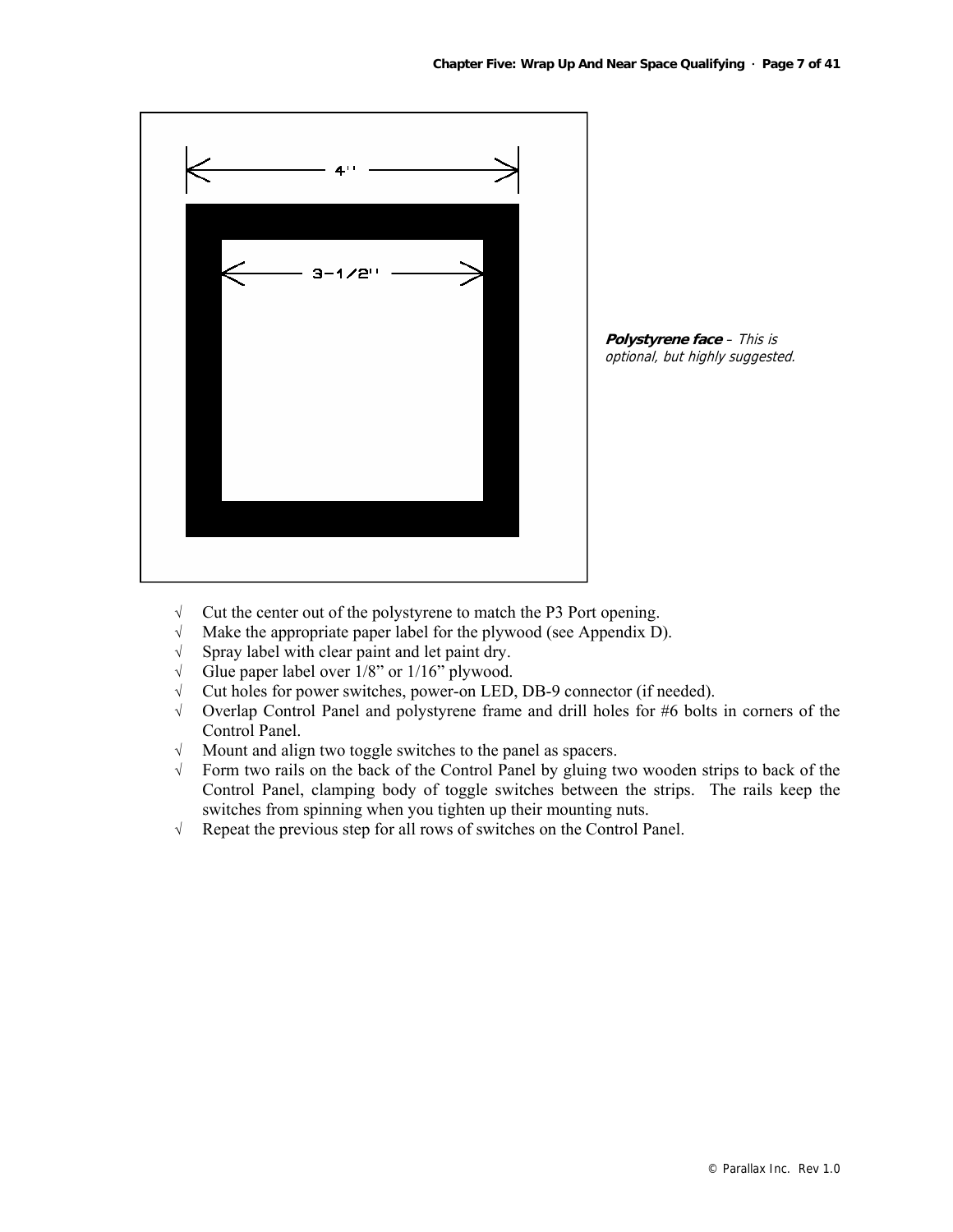4"

3-1/2"

***Polystyrene face*** *– This is optional, but highly suggested.*

- √ Cut the center out of the polystyrene to match the P3 Port opening.
- √ Make the appropriate paper label for the plywood (see Appendix D).
- √ Spray label with clear paint and let paint dry.
- √ Glue paper label over 1/8" or 1/16" plywood.
- √ Cut holes for power switches, power-on LED, DB-9 connector (if needed).
- √ Overlap Control Panel and polystyrene frame and drill holes for #6 bolts in corners of the Control Panel.
- √ Mount and align two toggle switches to the panel as spacers.
- √ Form two rails on the back of the Control Panel by gluing two wooden strips to back of the Control Panel, clamping body of toggle switches between the strips. The rails keep the switches from spinning when you tighten up their mounting nuts.
- √ Repeat the previous step for all rows of switches on the Control Panel.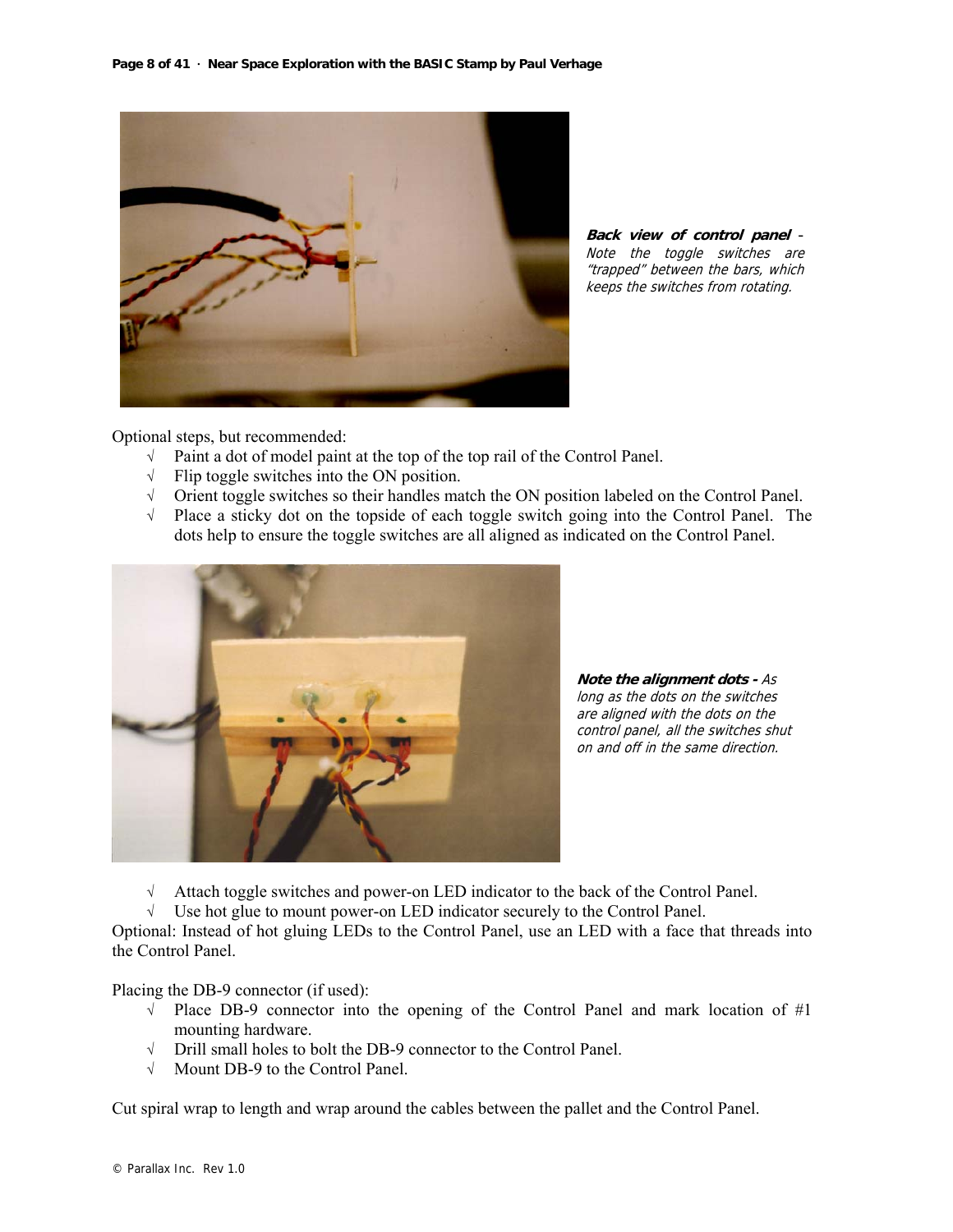***Back view of control panel*** *- Note the toggle switches are "trapped" between the bars, which keeps the switches from rotating.*

Optional steps, but recommended:

- √ Paint a dot of model paint at the top of the top rail of the Control Panel.
- √ Flip toggle switches into the ON position.
- √ Orient toggle switches so their handles match the ON position labeled on the Control Panel.
- √ Place a sticky dot on the topside of each toggle switch going into the Control Panel. The dots help to ensure the toggle switches are all aligned as indicated on the Control Panel.

***Note the alignment dots -*** *As long as the dots on the switches are aligned with the dots on the control panel, all the switches shut on and off in the same direction.*

- √ Attach toggle switches and power-on LED indicator to the back of the Control Panel.
- √ Use hot glue to mount power-on LED indicator securely to the Control Panel.

Optional: Instead of hot gluing LEDs to the Control Panel, use an LED with a face that threads into the Control Panel.

Placing the DB-9 connector (if used):

- √ Place DB-9 connector into the opening of the Control Panel and mark location of #1 mounting hardware.
- √ Drill small holes to bolt the DB-9 connector to the Control Panel.
- √ Mount DB-9 to the Control Panel.

Cut spiral wrap to length and wrap around the cables between the pallet and the Control Panel.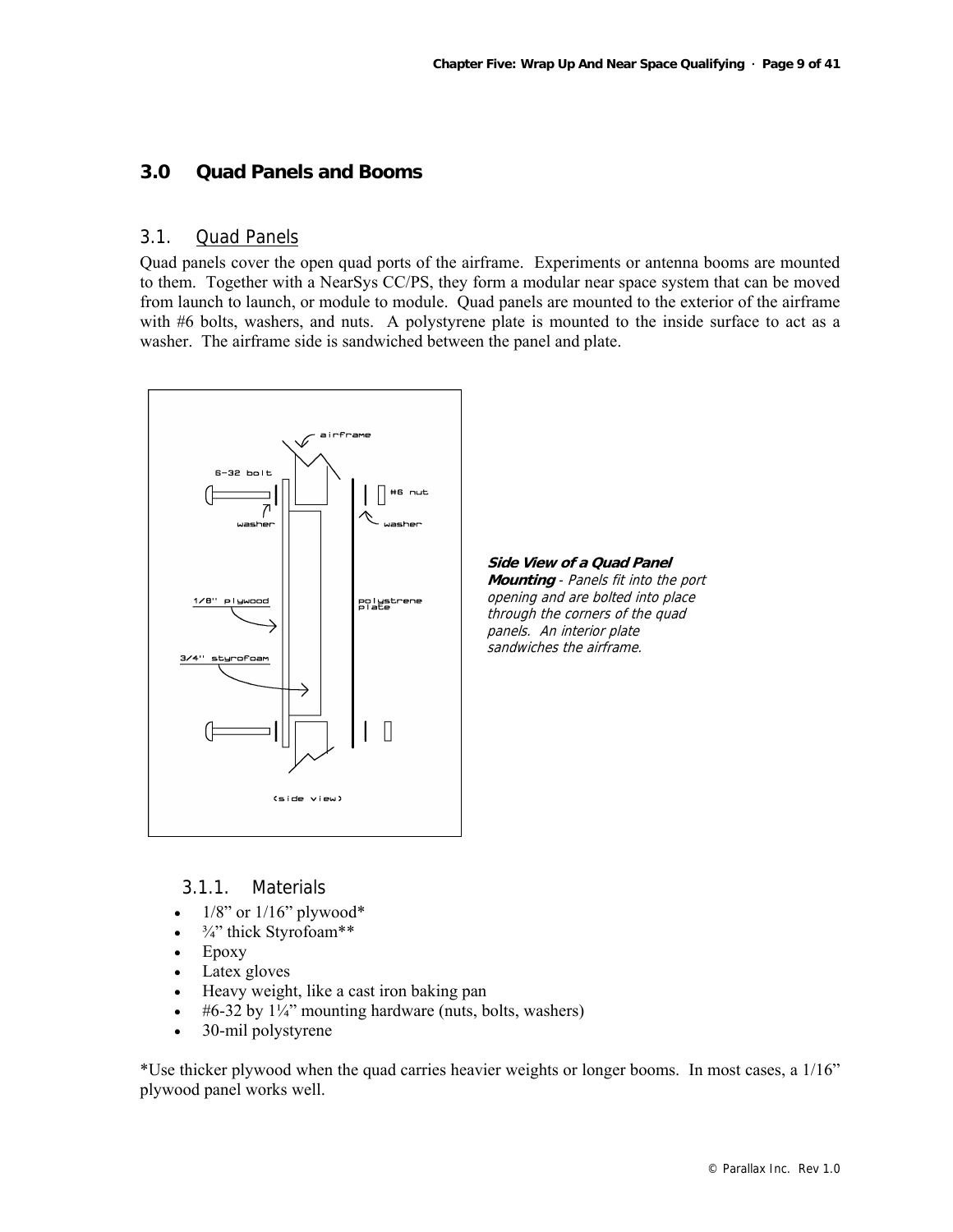## 3.0 Quad Panels and Booms

### 3.1. Quad Panels

Quad panels cover the open quad ports of the airframe. Experiments or antenna booms are mounted to them. Together with a NearSys CC/PS, they form a modular near space system that can be moved from launch to launch, or module to module. Quad panels are mounted to the exterior of the airframe with #6 bolts, washers, and nuts. A polystyrene plate is mounted to the inside surface to act as a washer. The airframe side is sandwiched between the panel and plate.

***Side View of a Quad Panel Mounting*** *- Panels fit into the port opening and are bolted into place through the corners of the quad panels. An interior plate sandwiches the airframe.*

#### 3.1.1. Materials

- 1/8" or 1/16" plywood*
- ¾" thick Styrofoam**
- Epoxy
- Latex gloves
- Heavy weight, like a cast iron baking pan
- #6-32 by 1¼" mounting hardware (nuts, bolts, washers)
- 30-mil polystyrene

*Use thicker plywood when the quad carries heavier weights or longer booms. In most cases, a 1/16" plywood panel works well.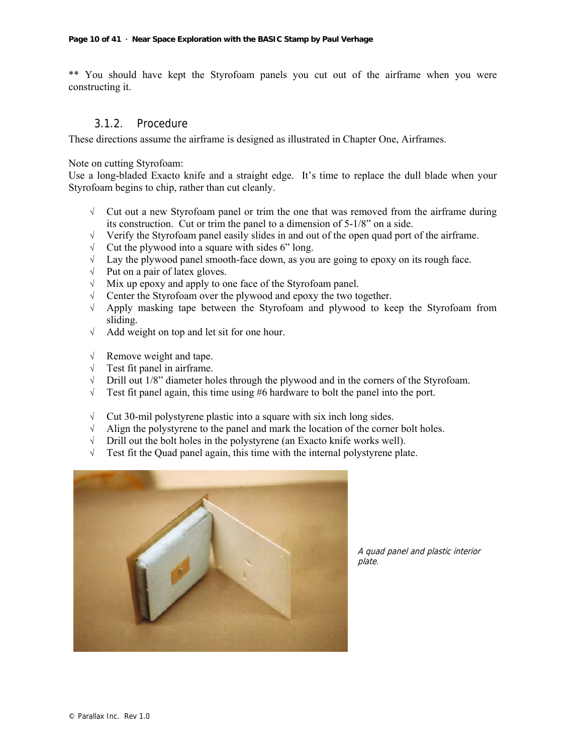** You should have kept the Styrofoam panels you cut out of the airframe when you were constructing it.

### 3.1.2. Procedure

These directions assume the airframe is designed as illustrated in Chapter One, Airframes.

Note on cutting Styrofoam:
Use a long-bladed Exacto knife and a straight edge. It's time to replace the dull blade when your Styrofoam begins to chip, rather than cut cleanly.

- √ Cut out a new Styrofoam panel or trim the one that was removed from the airframe during its construction. Cut or trim the panel to a dimension of 5-1/8" on a side.
- √ Verify the Styrofoam panel easily slides in and out of the open quad port of the airframe.
- √ Cut the plywood into a square with sides 6" long.
- √ Lay the plywood panel smooth-face down, as you are going to epoxy on its rough face.
- √ Put on a pair of latex gloves.
- √ Mix up epoxy and apply to one face of the Styrofoam panel.
- √ Center the Styrofoam over the plywood and epoxy the two together.
- √ Apply masking tape between the Styrofoam and plywood to keep the Styrofoam from sliding.
- √ Add weight on top and let sit for one hour.

- √ Remove weight and tape.
- √ Test fit panel in airframe.
- √ Drill out 1/8" diameter holes through the plywood and in the corners of the Styrofoam.
- √ Test fit panel again, this time using #6 hardware to bolt the panel into the port.

- √ Cut 30-mil polystyrene plastic into a square with six inch long sides.
- √ Align the polystyrene to the panel and mark the location of the corner bolt holes.
- √ Drill out the bolt holes in the polystyrene (an Exacto knife works well).
- √ Test fit the Quad panel again, this time with the internal polystyrene plate.

*A quad panel and plastic interior plate.*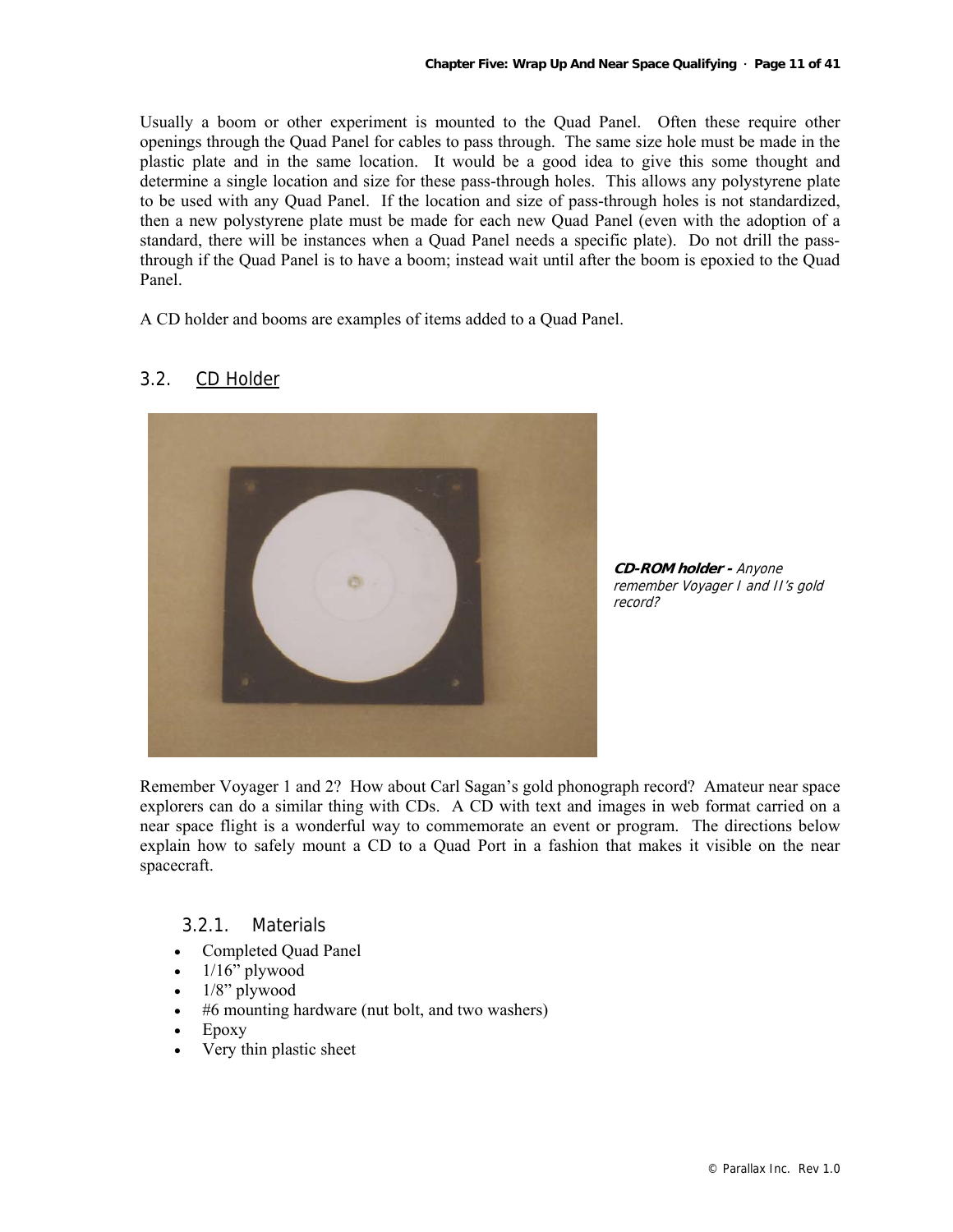Usually a boom or other experiment is mounted to the Quad Panel. Often these require other openings through the Quad Panel for cables to pass through. The same size hole must be made in the plastic plate and in the same location. It would be a good idea to give this some thought and determine a single location and size for these pass-through holes. This allows any polystyrene plate to be used with any Quad Panel. If the location and size of pass-through holes is not standardized, then a new polystyrene plate must be made for each new Quad Panel (even with the adoption of a standard, there will be instances when a Quad Panel needs a specific plate). Do not drill the pass-through if the Quad Panel is to have a boom; instead wait until after the boom is epoxied to the Quad Panel.

A CD holder and booms are examples of items added to a Quad Panel.

## 3.2. CD Holder

***CD-ROM holder -*** *Anyone remember Voyager I and II's gold record?*

Remember Voyager 1 and 2? How about Carl Sagan's gold phonograph record? Amateur near space explorers can do a similar thing with CDs. A CD with text and images in web format carried on a near space flight is a wonderful way to commemorate an event or program. The directions below explain how to safely mount a CD to a Quad Port in a fashion that makes it visible on the near spacecraft.

### 3.2.1. Materials

- Completed Quad Panel
- 1/16" plywood
- 1/8" plywood
- #6 mounting hardware (nut bolt, and two washers)
- Epoxy
- Very thin plastic sheet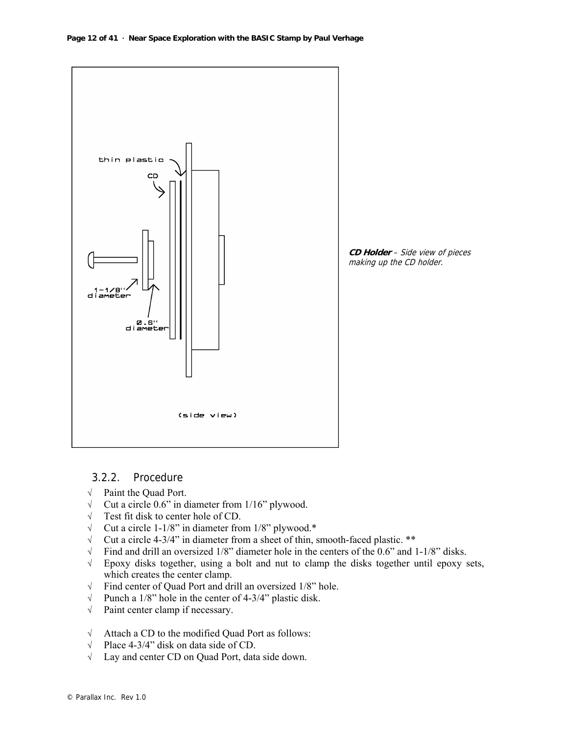thin plastic

CD

1-1/8" diameter

0.6" diameter

(side view)

***CD Holder** – Side view of pieces making up the CD holder.*

### 3.2.2. Procedure

- √ Paint the Quad Port.
- √ Cut a circle 0.6" in diameter from 1/16" plywood.
- √ Test fit disk to center hole of CD.
- √ Cut a circle 1-1/8" in diameter from 1/8" plywood.*
- √ Cut a circle 4-3/4" in diameter from a sheet of thin, smooth-faced plastic. **
- √ Find and drill an oversized 1/8" diameter hole in the centers of the 0.6" and 1-1/8" disks.
- √ Epoxy disks together, using a bolt and nut to clamp the disks together until epoxy sets, which creates the center clamp.
- √ Find center of Quad Port and drill an oversized 1/8" hole.
- √ Punch a 1/8" hole in the center of 4-3/4" plastic disk.
- √ Paint center clamp if necessary.

- √ Attach a CD to the modified Quad Port as follows:
- √ Place 4-3/4" disk on data side of CD.
- √ Lay and center CD on Quad Port, data side down.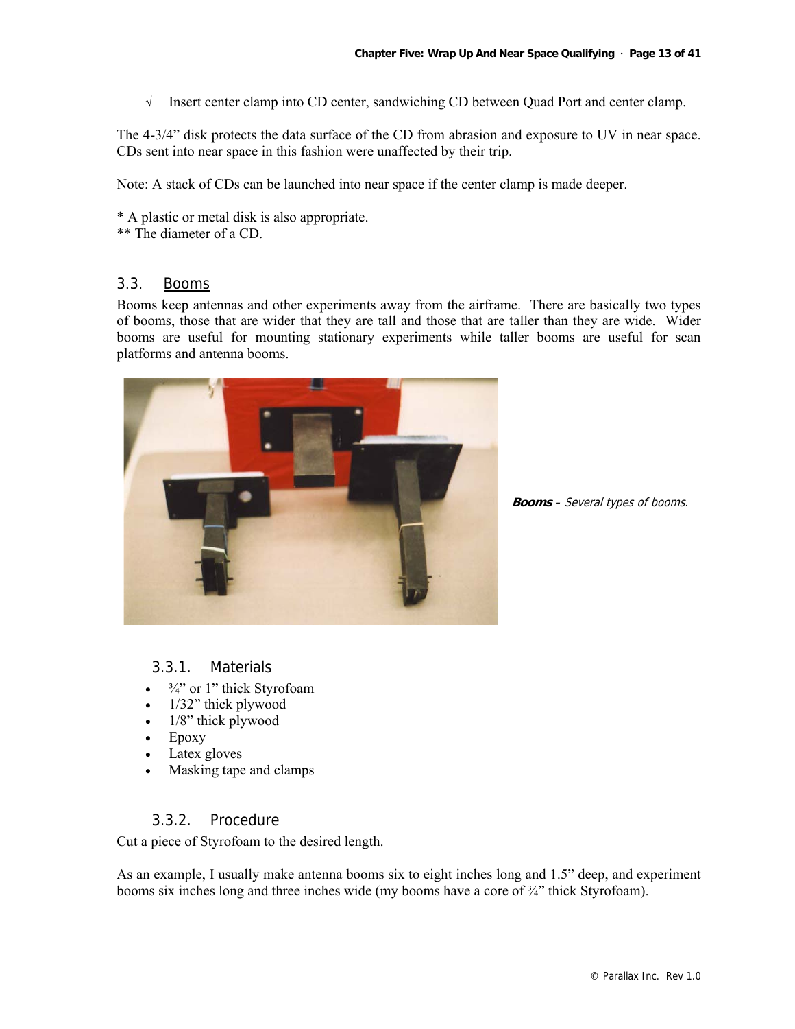√ Insert center clamp into CD center, sandwiching CD between Quad Port and center clamp.

The 4-3/4" disk protects the data surface of the CD from abrasion and exposure to UV in near space. CDs sent into near space in this fashion were unaffected by their trip.

Note: A stack of CDs can be launched into near space if the center clamp is made deeper.

* A plastic or metal disk is also appropriate.
** The diameter of a CD.

## 3.3. Booms

Booms keep antennas and other experiments away from the airframe. There are basically two types of booms, those that are wider that they are tall and those that are taller than they are wide. Wider booms are useful for mounting stationary experiments while taller booms are useful for scan platforms and antenna booms.

***Booms*** – *Several types of booms.*

### 3.3.1. Materials

- ¾" or 1" thick Styrofoam
- 1/32" thick plywood
- 1/8" thick plywood
- Epoxy
- Latex gloves
- Masking tape and clamps

### 3.3.2. Procedure

Cut a piece of Styrofoam to the desired length.

As an example, I usually make antenna booms six to eight inches long and 1.5" deep, and experiment booms six inches long and three inches wide (my booms have a core of ¾" thick Styrofoam).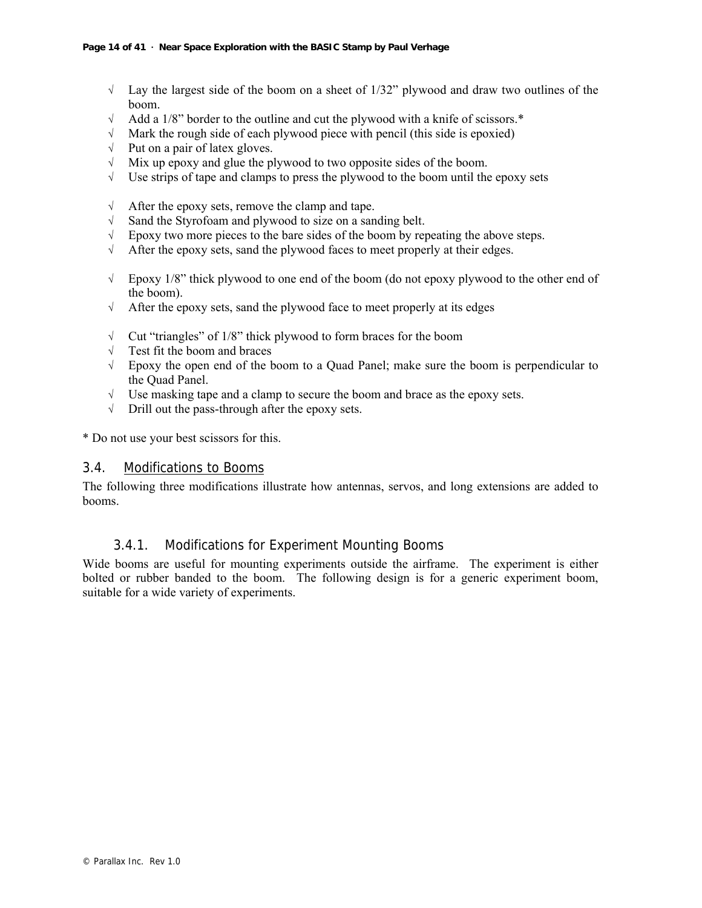- √ Lay the largest side of the boom on a sheet of 1/32" plywood and draw two outlines of the boom.
- √ Add a 1/8" border to the outline and cut the plywood with a knife of scissors.*
- √ Mark the rough side of each plywood piece with pencil (this side is epoxied)
- √ Put on a pair of latex gloves.
- √ Mix up epoxy and glue the plywood to two opposite sides of the boom.
- √ Use strips of tape and clamps to press the plywood to the boom until the epoxy sets

- √ After the epoxy sets, remove the clamp and tape.
- √ Sand the Styrofoam and plywood to size on a sanding belt.
- √ Epoxy two more pieces to the bare sides of the boom by repeating the above steps.
- √ After the epoxy sets, sand the plywood faces to meet properly at their edges.

- √ Epoxy 1/8" thick plywood to one end of the boom (do not epoxy plywood to the other end of the boom).
- √ After the epoxy sets, sand the plywood face to meet properly at its edges

- √ Cut "triangles" of 1/8" thick plywood to form braces for the boom
- √ Test fit the boom and braces
- √ Epoxy the open end of the boom to a Quad Panel; make sure the boom is perpendicular to the Quad Panel.
- √ Use masking tape and a clamp to secure the boom and brace as the epoxy sets.
- √ Drill out the pass-through after the epoxy sets.

* Do not use your best scissors for this.

## 3.4. Modifications to Booms

The following three modifications illustrate how antennas, servos, and long extensions are added to booms.

### 3.4.1. Modifications for Experiment Mounting Booms

Wide booms are useful for mounting experiments outside the airframe. The experiment is either bolted or rubber banded to the boom. The following design is for a generic experiment boom, suitable for a wide variety of experiments.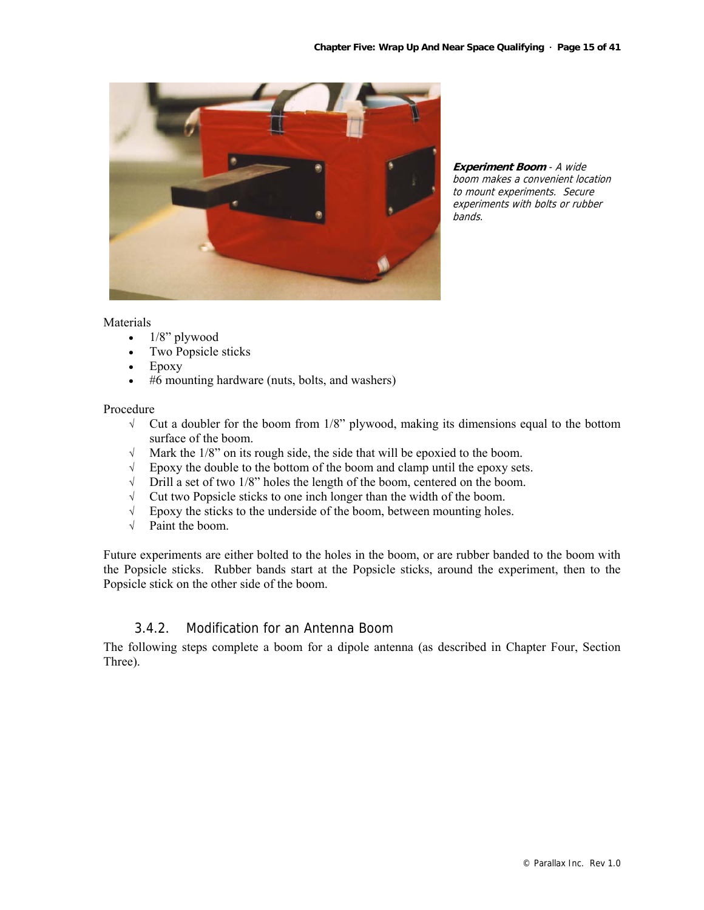***Experiment Boom*** *- A wide boom makes a convenient location to mount experiments. Secure experiments with bolts or rubber bands.*

Materials

- 1/8" plywood
- Two Popsicle sticks
- Epoxy
- #6 mounting hardware (nuts, bolts, and washers)

Procedure

- √ Cut a doubler for the boom from 1/8" plywood, making its dimensions equal to the bottom surface of the boom.
- √ Mark the 1/8" on its rough side, the side that will be epoxied to the boom.
- √ Epoxy the double to the bottom of the boom and clamp until the epoxy sets.
- √ Drill a set of two 1/8" holes the length of the boom, centered on the boom.
- √ Cut two Popsicle sticks to one inch longer than the width of the boom.
- √ Epoxy the sticks to the underside of the boom, between mounting holes.
- √ Paint the boom.

Future experiments are either bolted to the holes in the boom, or are rubber banded to the boom with the Popsicle sticks. Rubber bands start at the Popsicle sticks, around the experiment, then to the Popsicle stick on the other side of the boom.

### 3.4.2. Modification for an Antenna Boom

The following steps complete a boom for a dipole antenna (as described in Chapter Four, Section Three).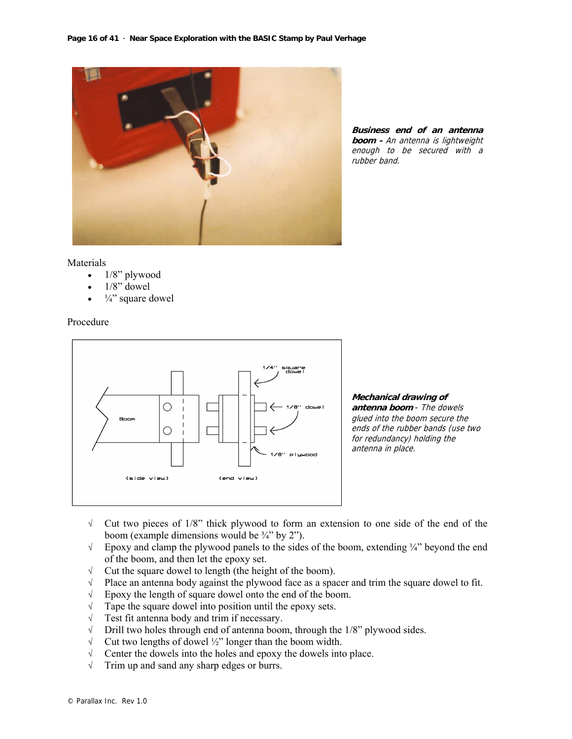***Business end of an antenna boom -*** *An antenna is lightweight enough to be secured with a rubber band.*

Materials

- 1/8" plywood
- 1/8" dowel
- ¼" square dowel

Procedure

***Mechanical drawing of antenna boom*** *- The dowels glued into the boom secure the ends of the rubber bands (use two for redundancy) holding the antenna in place.*

- √ Cut two pieces of 1/8" thick plywood to form an extension to one side of the end of the boom (example dimensions would be ¾" by 2").
- √ Epoxy and clamp the plywood panels to the sides of the boom, extending ¼" beyond the end of the boom, and then let the epoxy set.
- √ Cut the square dowel to length (the height of the boom).
- √ Place an antenna body against the plywood face as a spacer and trim the square dowel to fit.
- √ Epoxy the length of square dowel onto the end of the boom.
- √ Tape the square dowel into position until the epoxy sets.
- √ Test fit antenna body and trim if necessary.
- √ Drill two holes through end of antenna boom, through the 1/8" plywood sides.
- √ Cut two lengths of dowel ½" longer than the boom width.
- √ Center the dowels into the holes and epoxy the dowels into place.
- √ Trim up and sand any sharp edges or burrs.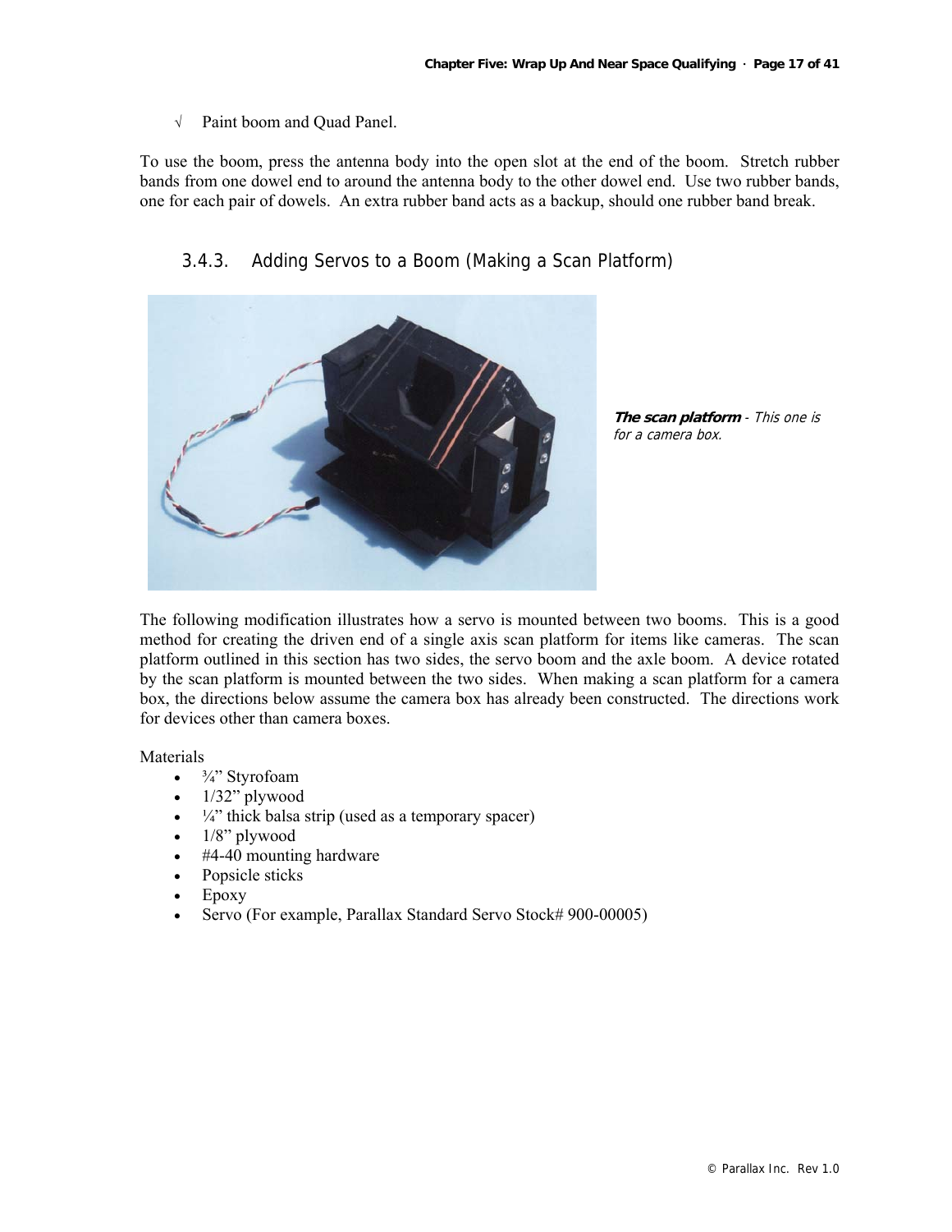√ Paint boom and Quad Panel.

To use the boom, press the antenna body into the open slot at the end of the boom. Stretch rubber bands from one dowel end to around the antenna body to the other dowel end. Use two rubber bands, one for each pair of dowels. An extra rubber band acts as a backup, should one rubber band break.

### 3.4.3. Adding Servos to a Boom (Making a Scan Platform)

***The scan platform*** *- This one is for a camera box.*

The following modification illustrates how a servo is mounted between two booms. This is a good method for creating the driven end of a single axis scan platform for items like cameras. The scan platform outlined in this section has two sides, the servo boom and the axle boom. A device rotated by the scan platform is mounted between the two sides. When making a scan platform for a camera box, the directions below assume the camera box has already been constructed. The directions work for devices other than camera boxes.

Materials

- ¾" Styrofoam
- 1/32" plywood
- ¼" thick balsa strip (used as a temporary spacer)
- 1/8" plywood
- #4-40 mounting hardware
- Popsicle sticks
- Epoxy
- Servo (For example, Parallax Standard Servo Stock# 900-00005)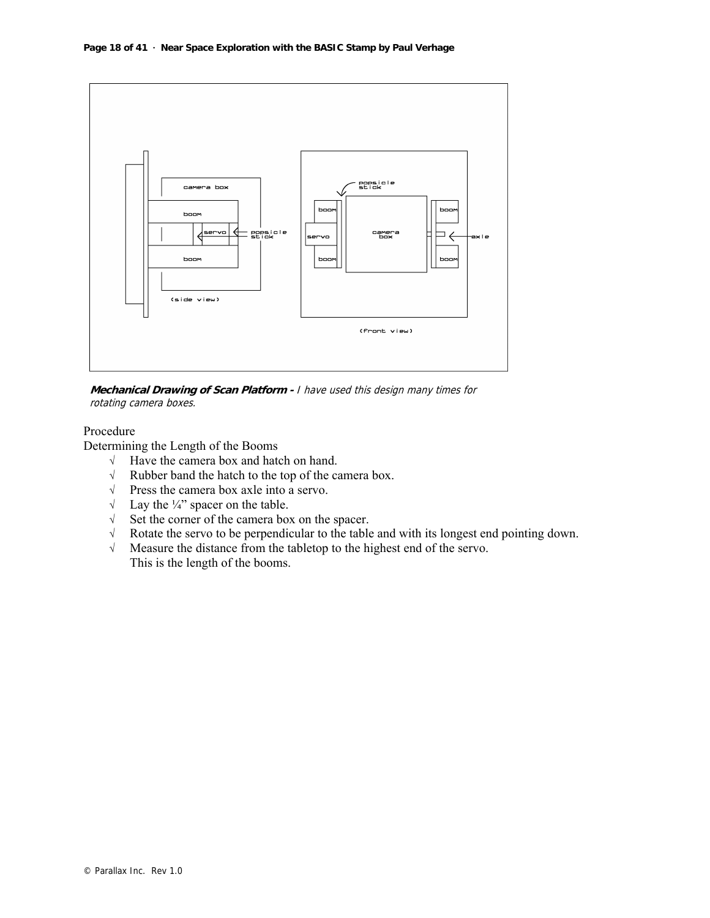***Mechanical Drawing of Scan Platform -*** *I have used this design many times for rotating camera boxes.*

Procedure

Determining the Length of the Booms

- √ Have the camera box and hatch on hand.
- √ Rubber band the hatch to the top of the camera box.
- √ Press the camera box axle into a servo.
- √ Lay the ¼" spacer on the table.
- √ Set the corner of the camera box on the spacer.
- √ Rotate the servo to be perpendicular to the table and with its longest end pointing down.
- √ Measure the distance from the tabletop to the highest end of the servo. This is the length of the booms.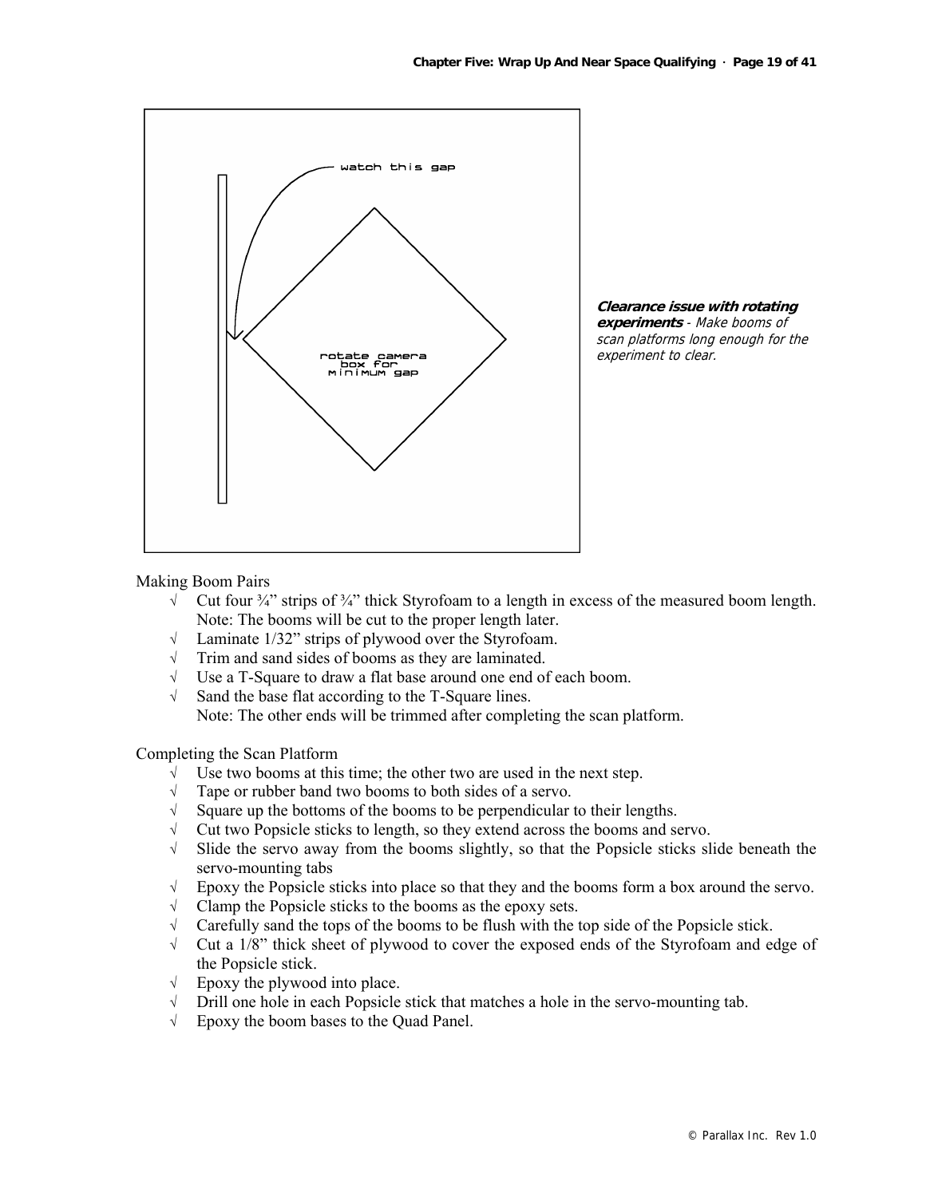***Clearance issue with rotating experiments*** *- Make booms of scan platforms long enough for the experiment to clear.*

Making Boom Pairs

- √ Cut four ¾" strips of ¾" thick Styrofoam to a length in excess of the measured boom length. Note: The booms will be cut to the proper length later.
- √ Laminate 1/32" strips of plywood over the Styrofoam.
- √ Trim and sand sides of booms as they are laminated.
- √ Use a T-Square to draw a flat base around one end of each boom.
- √ Sand the base flat according to the T-Square lines. Note: The other ends will be trimmed after completing the scan platform.

Completing the Scan Platform

- √ Use two booms at this time; the other two are used in the next step.
- √ Tape or rubber band two booms to both sides of a servo.
- √ Square up the bottoms of the booms to be perpendicular to their lengths.
- √ Cut two Popsicle sticks to length, so they extend across the booms and servo.
- √ Slide the servo away from the booms slightly, so that the Popsicle sticks slide beneath the servo-mounting tabs
- √ Epoxy the Popsicle sticks into place so that they and the booms form a box around the servo.
- √ Clamp the Popsicle sticks to the booms as the epoxy sets.
- √ Carefully sand the tops of the booms to be flush with the top side of the Popsicle stick.
- √ Cut a 1/8" thick sheet of plywood to cover the exposed ends of the Styrofoam and edge of the Popsicle stick.
- √ Epoxy the plywood into place.
- √ Drill one hole in each Popsicle stick that matches a hole in the servo-mounting tab.
- √ Epoxy the boom bases to the Quad Panel.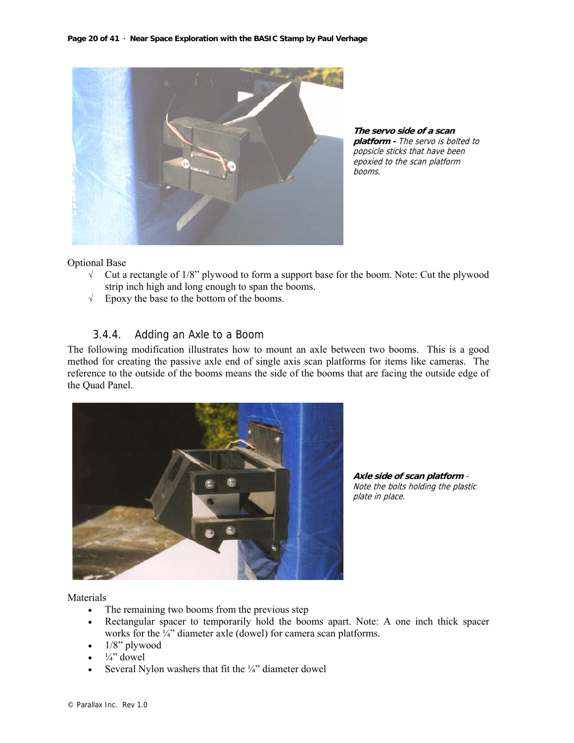***The servo side of a scan platform -*** *The servo is bolted to popsicle sticks that have been epoxied to the scan platform booms.*

Optional Base

- √ Cut a rectangle of 1/8" plywood to form a support base for the boom. Note: Cut the plywood strip inch high and long enough to span the booms.
- √ Epoxy the base to the bottom of the booms.

### 3.4.4. Adding an Axle to a Boom

The following modification illustrates how to mount an axle between two booms. This is a good method for creating the passive axle end of single axis scan platforms for items like cameras. The reference to the outside of the booms means the side of the booms that are facing the outside edge of the Quad Panel.

***Axle side of scan platform*** *- Note the bolts holding the plastic plate in place.*

Materials

- The remaining two booms from the previous step
- Rectangular spacer to temporarily hold the booms apart. Note: A one inch thick spacer works for the ¼" diameter axle (dowel) for camera scan platforms.
- 1/8" plywood
- ¼" dowel
- Several Nylon washers that fit the ¼" diameter dowel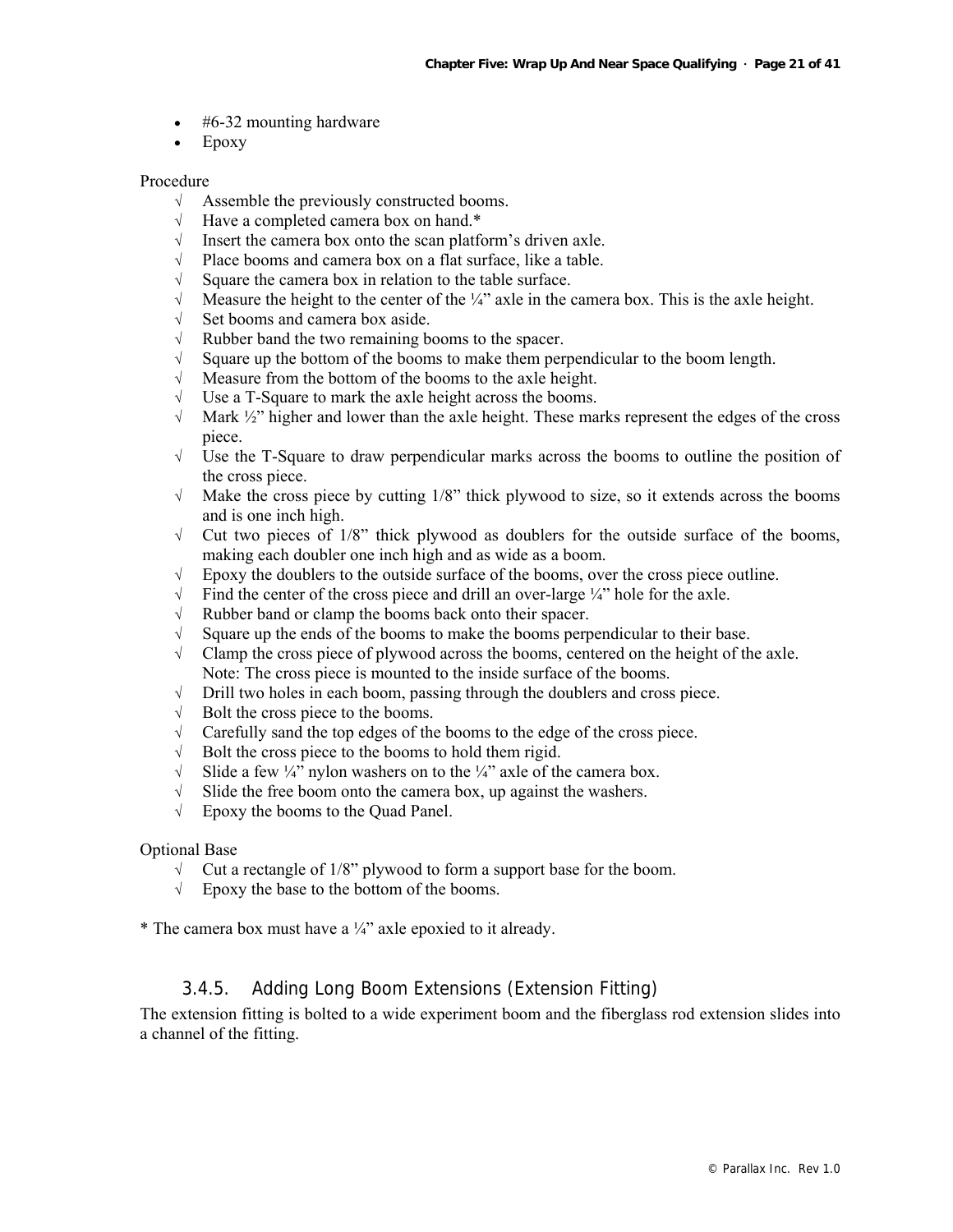- #6-32 mounting hardware
- Epoxy

Procedure

- √ Assemble the previously constructed booms.
- √ Have a completed camera box on hand.*
- √ Insert the camera box onto the scan platform's driven axle.
- √ Place booms and camera box on a flat surface, like a table.
- √ Square the camera box in relation to the table surface.
- √ Measure the height to the center of the ¼" axle in the camera box. This is the axle height.
- √ Set booms and camera box aside.
- √ Rubber band the two remaining booms to the spacer.
- √ Square up the bottom of the booms to make them perpendicular to the boom length.
- √ Measure from the bottom of the booms to the axle height.
- √ Use a T-Square to mark the axle height across the booms.
- √ Mark ½" higher and lower than the axle height. These marks represent the edges of the cross piece.
- √ Use the T-Square to draw perpendicular marks across the booms to outline the position of the cross piece.
- √ Make the cross piece by cutting 1/8" thick plywood to size, so it extends across the booms and is one inch high.
- √ Cut two pieces of 1/8" thick plywood as doublers for the outside surface of the booms, making each doubler one inch high and as wide as a boom.
- √ Epoxy the doublers to the outside surface of the booms, over the cross piece outline.
- √ Find the center of the cross piece and drill an over-large ¼" hole for the axle.
- √ Rubber band or clamp the booms back onto their spacer.
- √ Square up the ends of the booms to make the booms perpendicular to their base.
- √ Clamp the cross piece of plywood across the booms, centered on the height of the axle. Note: The cross piece is mounted to the inside surface of the booms.
- √ Drill two holes in each boom, passing through the doublers and cross piece.
- √ Bolt the cross piece to the booms.
- √ Carefully sand the top edges of the booms to the edge of the cross piece.
- √ Bolt the cross piece to the booms to hold them rigid.
- √ Slide a few ¼" nylon washers on to the ¼" axle of the camera box.
- √ Slide the free boom onto the camera box, up against the washers.
- √ Epoxy the booms to the Quad Panel.

Optional Base

- √ Cut a rectangle of 1/8" plywood to form a support base for the boom.
- √ Epoxy the base to the bottom of the booms.

* The camera box must have a ¼" axle epoxied to it already.

### 3.4.5. Adding Long Boom Extensions (Extension Fitting)

The extension fitting is bolted to a wide experiment boom and the fiberglass rod extension slides into a channel of the fitting.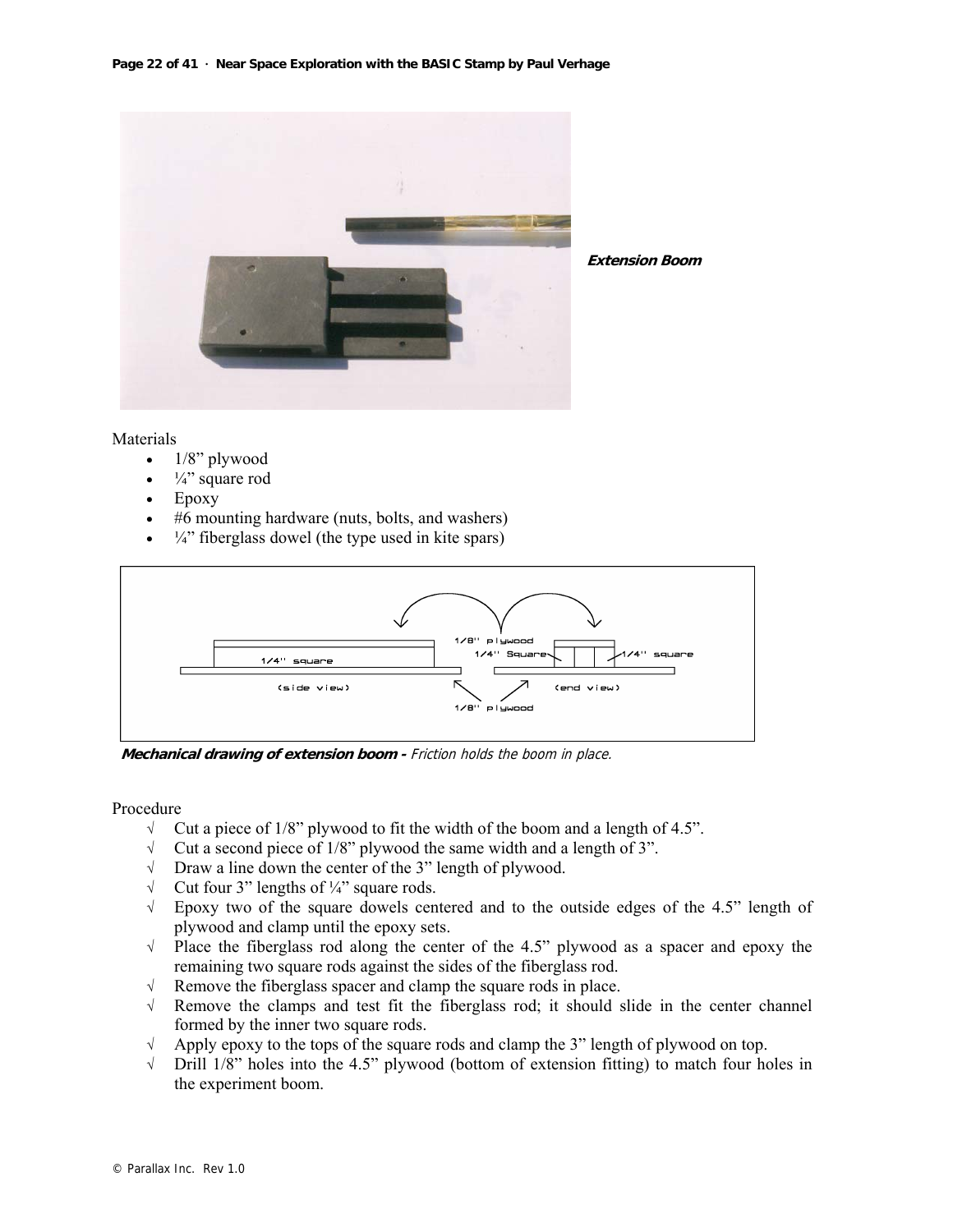*Extension Boom*

Materials

- 1/8" plywood
- ¼" square rod
- Epoxy
- #6 mounting hardware (nuts, bolts, and washers)
- ¼" fiberglass dowel (the type used in kite spars)

***Mechanical drawing of extension boom -*** *Friction holds the boom in place.*

Procedure

- √ Cut a piece of 1/8" plywood to fit the width of the boom and a length of 4.5".
- √ Cut a second piece of 1/8" plywood the same width and a length of 3".
- √ Draw a line down the center of the 3" length of plywood.
- √ Cut four 3" lengths of ¼" square rods.
- √ Epoxy two of the square dowels centered and to the outside edges of the 4.5" length of plywood and clamp until the epoxy sets.
- √ Place the fiberglass rod along the center of the 4.5" plywood as a spacer and epoxy the remaining two square rods against the sides of the fiberglass rod.
- √ Remove the fiberglass spacer and clamp the square rods in place.
- √ Remove the clamps and test fit the fiberglass rod; it should slide in the center channel formed by the inner two square rods.
- √ Apply epoxy to the tops of the square rods and clamp the 3" length of plywood on top.
- √ Drill 1/8" holes into the 4.5" plywood (bottom of extension fitting) to match four holes in the experiment boom.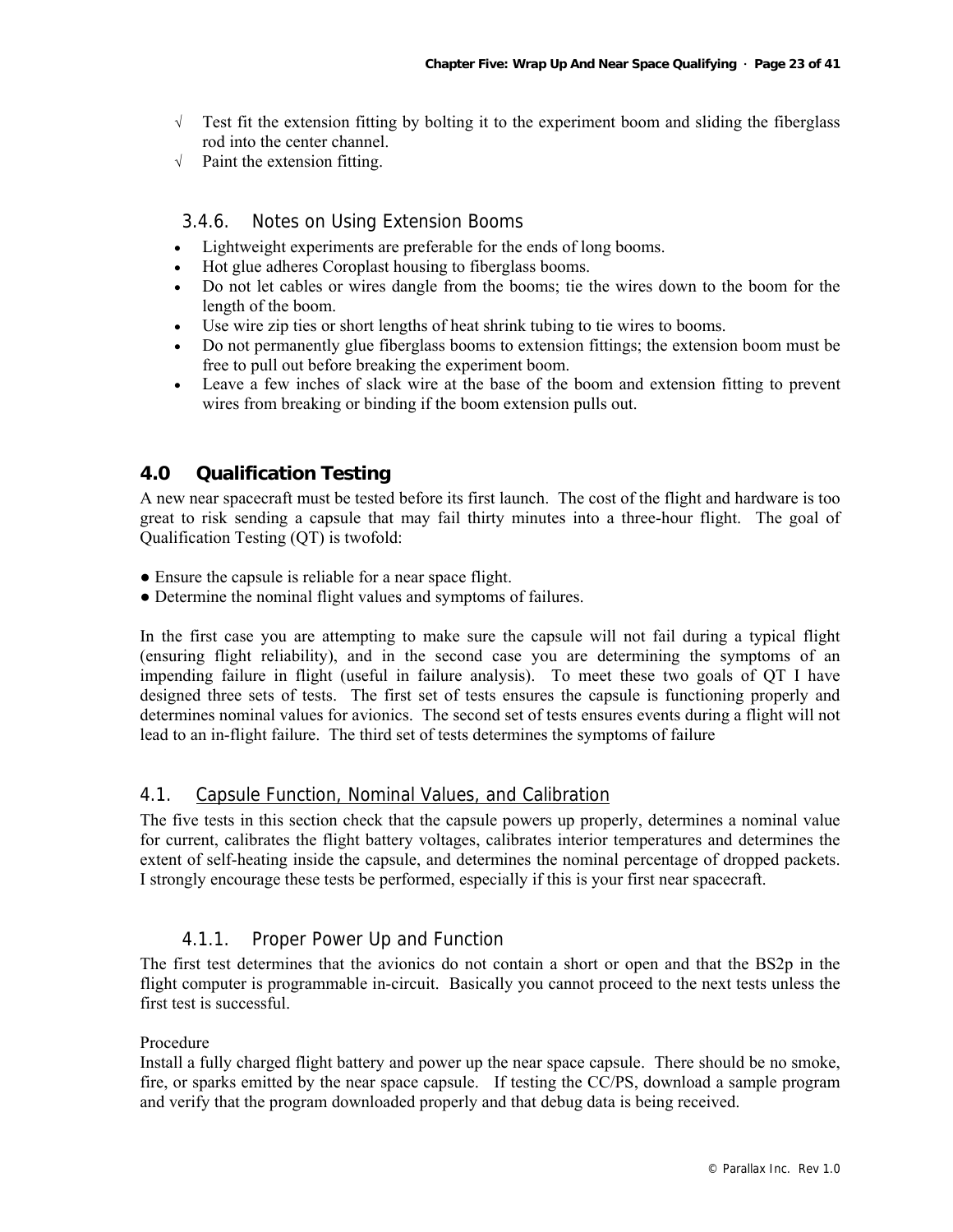√ Test fit the extension fitting by bolting it to the experiment boom and sliding the fiberglass rod into the center channel.

√ Paint the extension fitting.

### 3.4.6. Notes on Using Extension Booms

- Lightweight experiments are preferable for the ends of long booms.
- Hot glue adheres Coroplast housing to fiberglass booms.
- Do not let cables or wires dangle from the booms; tie the wires down to the boom for the length of the boom.
- Use wire zip ties or short lengths of heat shrink tubing to tie wires to booms.
- Do not permanently glue fiberglass booms to extension fittings; the extension boom must be free to pull out before breaking the experiment boom.
- Leave a few inches of slack wire at the base of the boom and extension fitting to prevent wires from breaking or binding if the boom extension pulls out.

# 4.0 Qualification Testing

A new near spacecraft must be tested before its first launch. The cost of the flight and hardware is too great to risk sending a capsule that may fail thirty minutes into a three-hour flight. The goal of Qualification Testing (QT) is twofold:

● Ensure the capsule is reliable for a near space flight.
● Determine the nominal flight values and symptoms of failures.

In the first case you are attempting to make sure the capsule will not fail during a typical flight (ensuring flight reliability), and in the second case you are determining the symptoms of an impending failure in flight (useful in failure analysis). To meet these two goals of QT I have designed three sets of tests. The first set of tests ensures the capsule is functioning properly and determines nominal values for avionics. The second set of tests ensures events during a flight will not lead to an in-flight failure. The third set of tests determines the symptoms of failure

## 4.1. Capsule Function, Nominal Values, and Calibration

The five tests in this section check that the capsule powers up properly, determines a nominal value for current, calibrates the flight battery voltages, calibrates interior temperatures and determines the extent of self-heating inside the capsule, and determines the nominal percentage of dropped packets. I strongly encourage these tests be performed, especially if this is your first near spacecraft.

### 4.1.1. Proper Power Up and Function

The first test determines that the avionics do not contain a short or open and that the BS2p in the flight computer is programmable in-circuit. Basically you cannot proceed to the next tests unless the first test is successful.

Procedure

Install a fully charged flight battery and power up the near space capsule. There should be no smoke, fire, or sparks emitted by the near space capsule. If testing the CC/PS, download a sample program and verify that the program downloaded properly and that debug data is being received.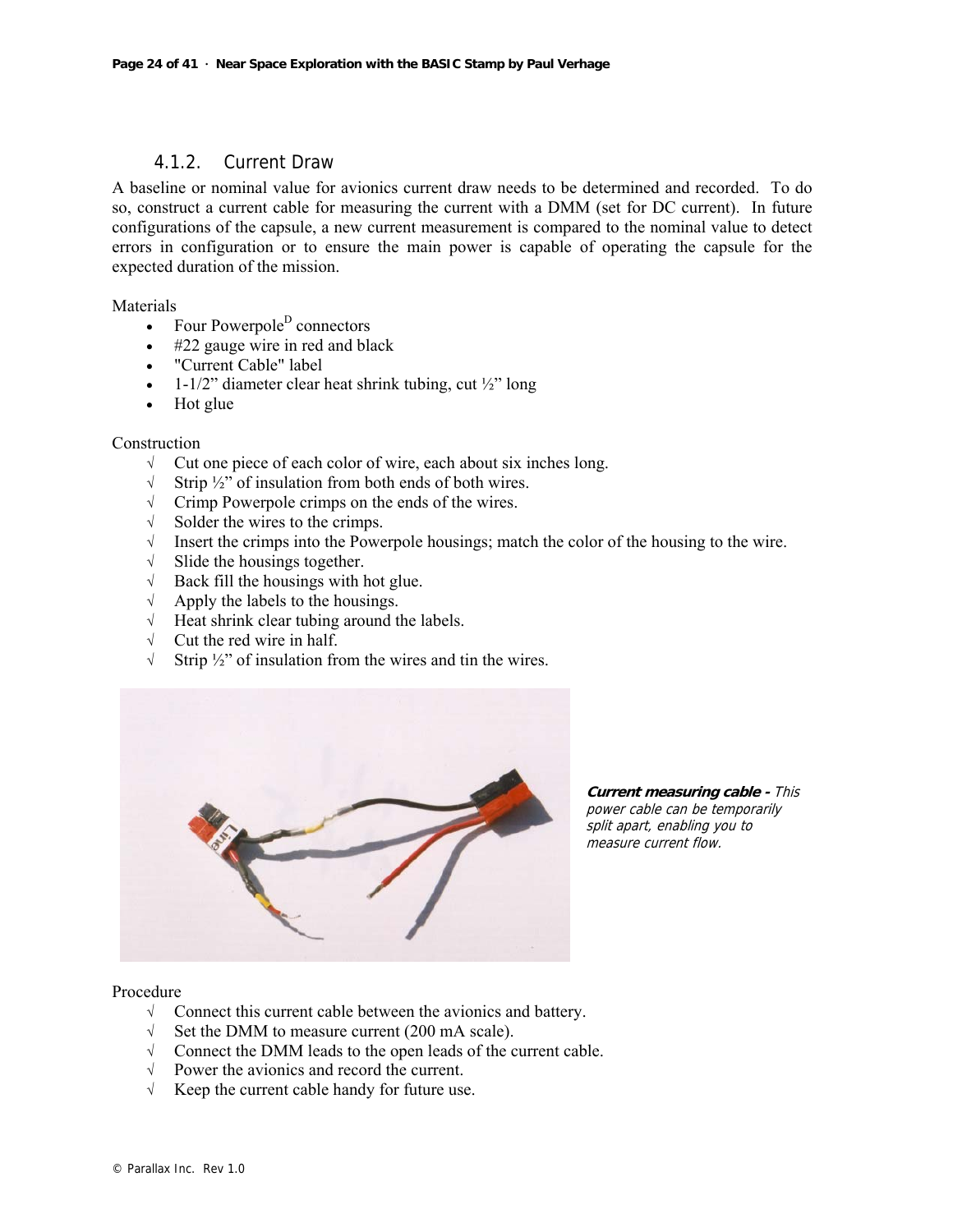### 4.1.2. Current Draw

A baseline or nominal value for avionics current draw needs to be determined and recorded. To do so, construct a current cable for measuring the current with a DMM (set for DC current). In future configurations of the capsule, a new current measurement is compared to the nominal value to detect errors in configuration or to ensure the main power is capable of operating the capsule for the expected duration of the mission.

Materials

- Four Powerpole[D] connectors
- #22 gauge wire in red and black
- "Current Cable" label
- 1-1/2" diameter clear heat shrink tubing, cut ½" long
- Hot glue

Construction

- √ Cut one piece of each color of wire, each about six inches long.
- √ Strip ½" of insulation from both ends of both wires.
- √ Crimp Powerpole crimps on the ends of the wires.
- √ Solder the wires to the crimps.
- √ Insert the crimps into the Powerpole housings; match the color of the housing to the wire.
- √ Slide the housings together.
- √ Back fill the housings with hot glue.
- √ Apply the labels to the housings.
- √ Heat shrink clear tubing around the labels.
- √ Cut the red wire in half.
- √ Strip ½" of insulation from the wires and tin the wires.

***Current measuring cable -*** *This power cable can be temporarily split apart, enabling you to measure current flow.*

Procedure

- √ Connect this current cable between the avionics and battery.
- √ Set the DMM to measure current (200 mA scale).
- √ Connect the DMM leads to the open leads of the current cable.
- √ Power the avionics and record the current.
- √ Keep the current cable handy for future use.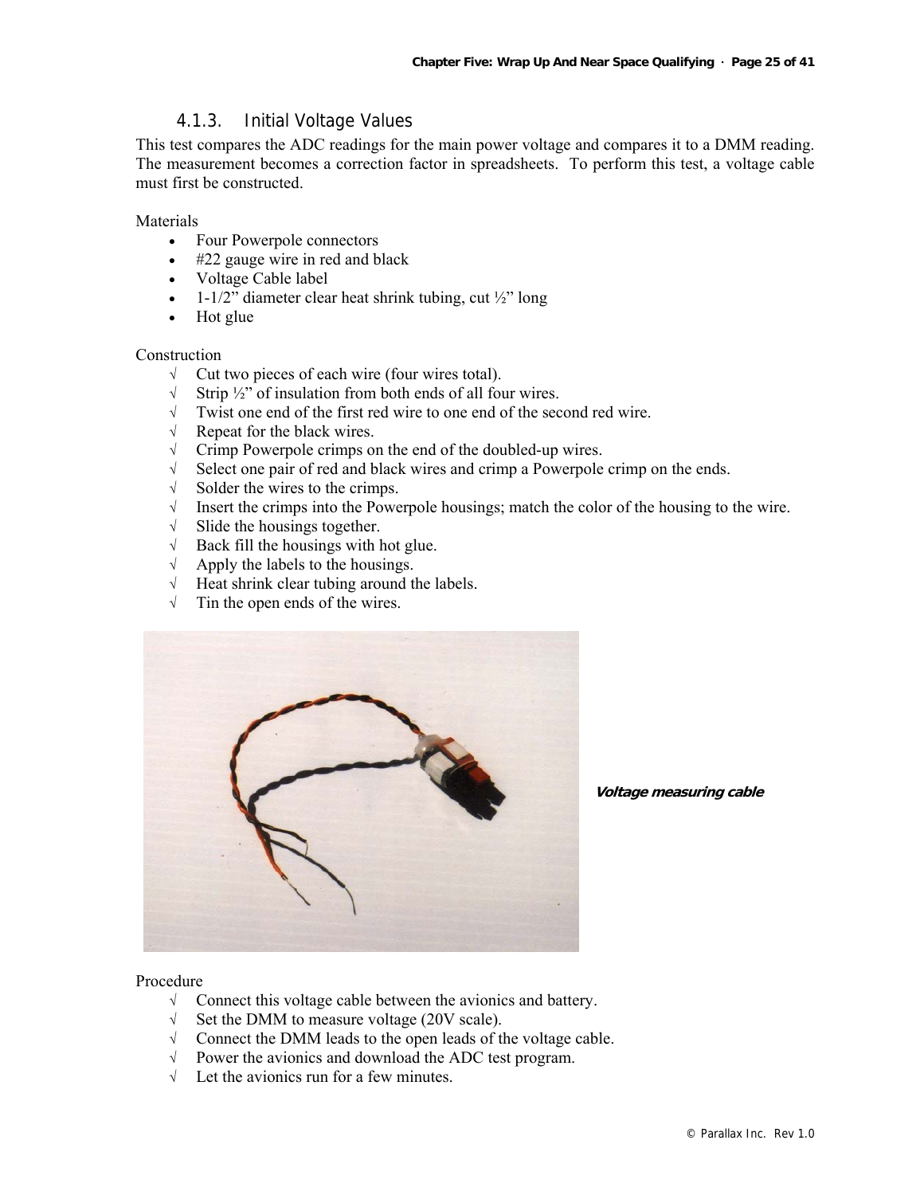### 4.1.3. Initial Voltage Values

This test compares the ADC readings for the main power voltage and compares it to a DMM reading. The measurement becomes a correction factor in spreadsheets. To perform this test, a voltage cable must first be constructed.

Materials

- Four Powerpole connectors
- #22 gauge wire in red and black
- Voltage Cable label
- 1-1/2" diameter clear heat shrink tubing, cut ½" long
- Hot glue

Construction

- √ Cut two pieces of each wire (four wires total).
- √ Strip ½" of insulation from both ends of all four wires.
- √ Twist one end of the first red wire to one end of the second red wire.
- √ Repeat for the black wires.
- √ Crimp Powerpole crimps on the end of the doubled-up wires.
- √ Select one pair of red and black wires and crimp a Powerpole crimp on the ends.
- √ Solder the wires to the crimps.
- √ Insert the crimps into the Powerpole housings; match the color of the housing to the wire.
- √ Slide the housings together.
- √ Back fill the housings with hot glue.
- √ Apply the labels to the housings.
- √ Heat shrink clear tubing around the labels.
- √ Tin the open ends of the wires.

***Voltage measuring cable***

Procedure

- √ Connect this voltage cable between the avionics and battery.
- √ Set the DMM to measure voltage (20V scale).
- √ Connect the DMM leads to the open leads of the voltage cable.
- √ Power the avionics and download the ADC test program.
- √ Let the avionics run for a few minutes.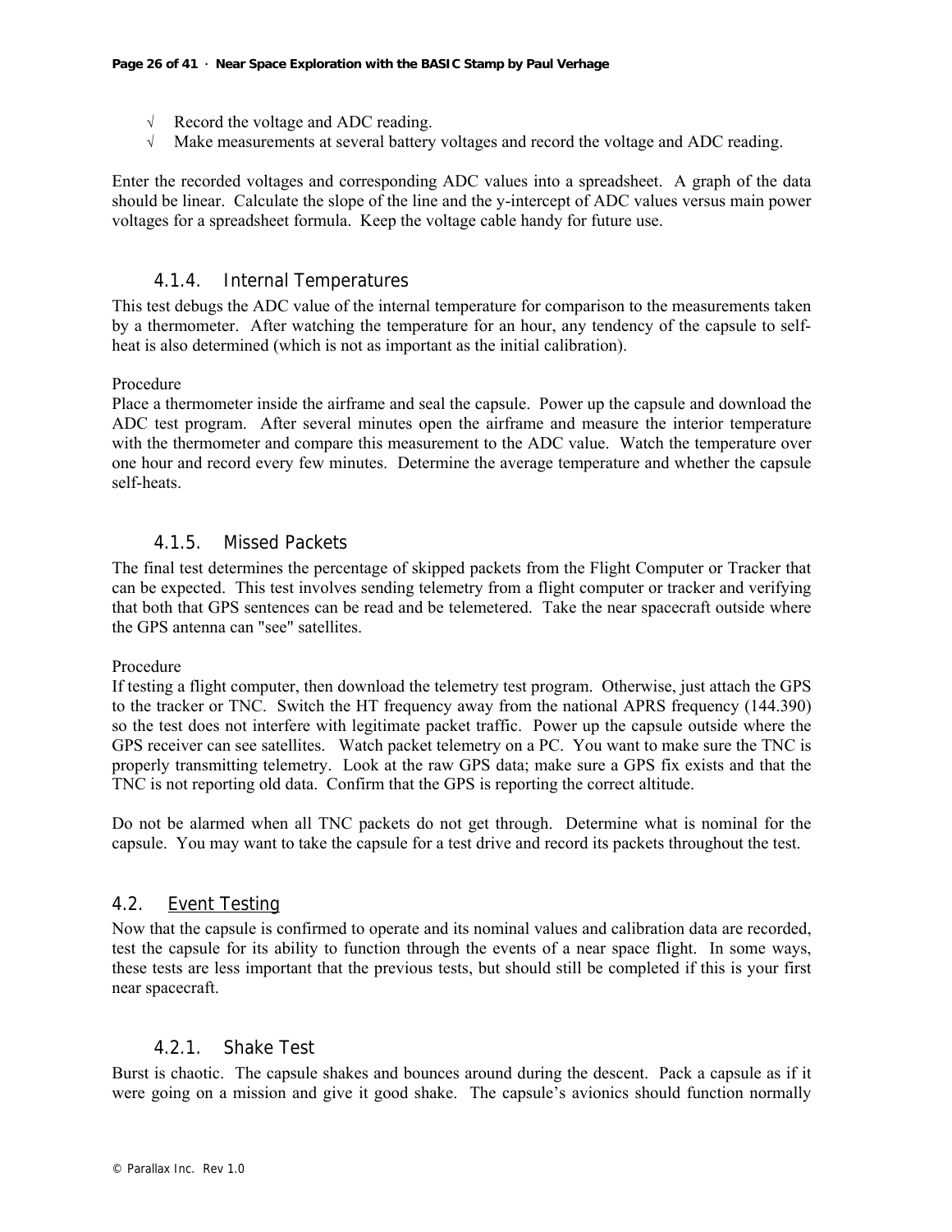- √ Record the voltage and ADC reading.
- √ Make measurements at several battery voltages and record the voltage and ADC reading.

Enter the recorded voltages and corresponding ADC values into a spreadsheet. A graph of the data should be linear. Calculate the slope of the line and the y-intercept of ADC values versus main power voltages for a spreadsheet formula. Keep the voltage cable handy for future use.

### 4.1.4. Internal Temperatures

This test debugs the ADC value of the internal temperature for comparison to the measurements taken by a thermometer. After watching the temperature for an hour, any tendency of the capsule to self-heat is also determined (which is not as important as the initial calibration).

Procedure

Place a thermometer inside the airframe and seal the capsule. Power up the capsule and download the ADC test program. After several minutes open the airframe and measure the interior temperature with the thermometer and compare this measurement to the ADC value. Watch the temperature over one hour and record every few minutes. Determine the average temperature and whether the capsule self-heats.

### 4.1.5. Missed Packets

The final test determines the percentage of skipped packets from the Flight Computer or Tracker that can be expected. This test involves sending telemetry from a flight computer or tracker and verifying that both that GPS sentences can be read and be telemetered. Take the near spacecraft outside where the GPS antenna can "see" satellites.

Procedure

If testing a flight computer, then download the telemetry test program. Otherwise, just attach the GPS to the tracker or TNC. Switch the HT frequency away from the national APRS frequency (144.390) so the test does not interfere with legitimate packet traffic. Power up the capsule outside where the GPS receiver can see satellites. Watch packet telemetry on a PC. You want to make sure the TNC is properly transmitting telemetry. Look at the raw GPS data; make sure a GPS fix exists and that the TNC is not reporting old data. Confirm that the GPS is reporting the correct altitude.

Do not be alarmed when all TNC packets do not get through. Determine what is nominal for the capsule. You may want to take the capsule for a test drive and record its packets throughout the test.

## 4.2. Event Testing

Now that the capsule is confirmed to operate and its nominal values and calibration data are recorded, test the capsule for its ability to function through the events of a near space flight. In some ways, these tests are less important that the previous tests, but should still be completed if this is your first near spacecraft.

### 4.2.1. Shake Test

Burst is chaotic. The capsule shakes and bounces around during the descent. Pack a capsule as if it were going on a mission and give it good shake. The capsule's avionics should function normally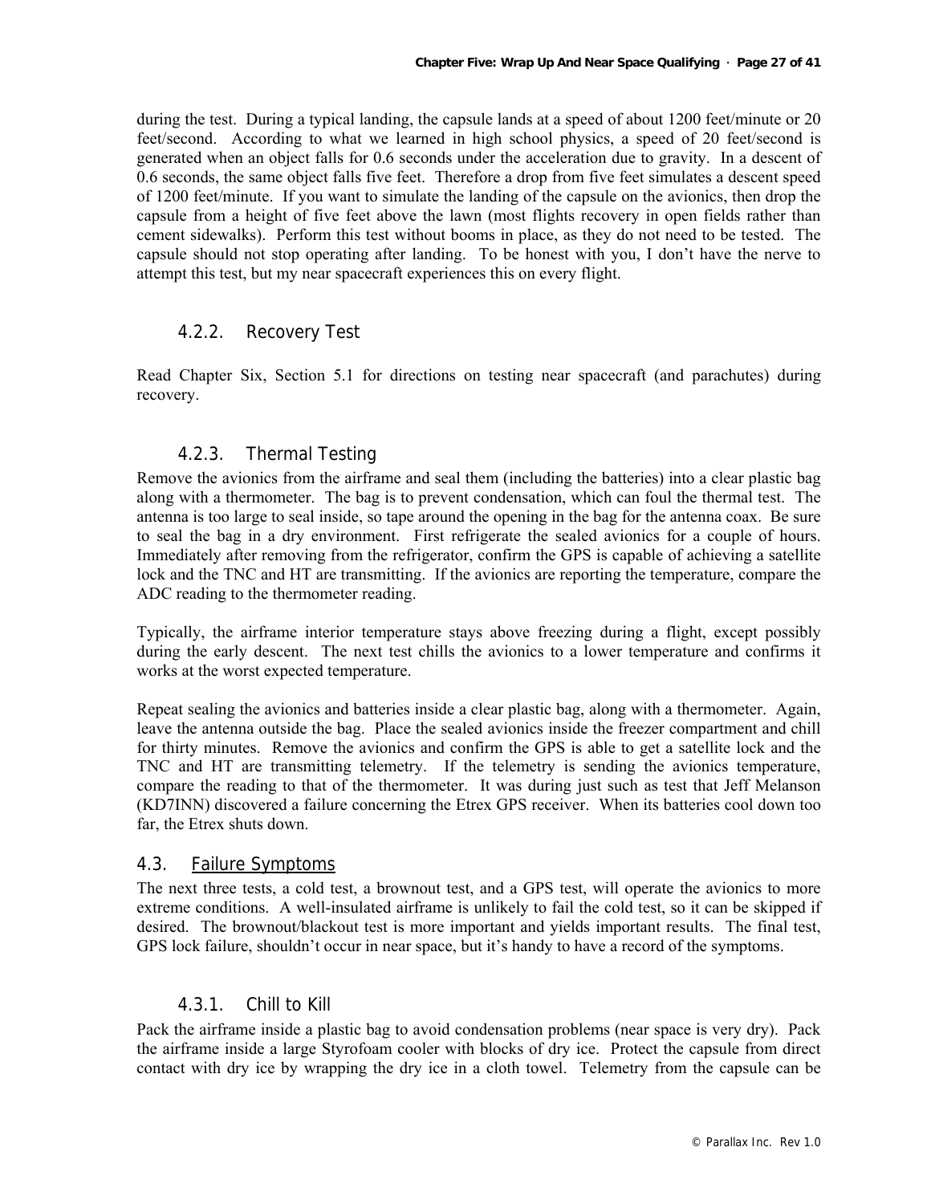during the test. During a typical landing, the capsule lands at a speed of about 1200 feet/minute or 20 feet/second. According to what we learned in high school physics, a speed of 20 feet/second is generated when an object falls for 0.6 seconds under the acceleration due to gravity. In a descent of 0.6 seconds, the same object falls five feet. Therefore a drop from five feet simulates a descent speed of 1200 feet/minute. If you want to simulate the landing of the capsule on the avionics, then drop the capsule from a height of five feet above the lawn (most flights recovery in open fields rather than cement sidewalks). Perform this test without booms in place, as they do not need to be tested. The capsule should not stop operating after landing. To be honest with you, I don't have the nerve to attempt this test, but my near spacecraft experiences this on every flight.

### 4.2.2. Recovery Test

Read Chapter Six, Section 5.1 for directions on testing near spacecraft (and parachutes) during recovery.

### 4.2.3. Thermal Testing

Remove the avionics from the airframe and seal them (including the batteries) into a clear plastic bag along with a thermometer. The bag is to prevent condensation, which can foul the thermal test. The antenna is too large to seal inside, so tape around the opening in the bag for the antenna coax. Be sure to seal the bag in a dry environment. First refrigerate the sealed avionics for a couple of hours. Immediately after removing from the refrigerator, confirm the GPS is capable of achieving a satellite lock and the TNC and HT are transmitting. If the avionics are reporting the temperature, compare the ADC reading to the thermometer reading.

Typically, the airframe interior temperature stays above freezing during a flight, except possibly during the early descent. The next test chills the avionics to a lower temperature and confirms it works at the worst expected temperature.

Repeat sealing the avionics and batteries inside a clear plastic bag, along with a thermometer. Again, leave the antenna outside the bag. Place the sealed avionics inside the freezer compartment and chill for thirty minutes. Remove the avionics and confirm the GPS is able to get a satellite lock and the TNC and HT are transmitting telemetry. If the telemetry is sending the avionics temperature, compare the reading to that of the thermometer. It was during just such as test that Jeff Melanson (KD7INN) discovered a failure concerning the Etrex GPS receiver. When its batteries cool down too far, the Etrex shuts down.

## 4.3. Failure Symptoms

The next three tests, a cold test, a brownout test, and a GPS test, will operate the avionics to more extreme conditions. A well-insulated airframe is unlikely to fail the cold test, so it can be skipped if desired. The brownout/blackout test is more important and yields important results. The final test, GPS lock failure, shouldn't occur in near space, but it's handy to have a record of the symptoms.

### 4.3.1. Chill to Kill

Pack the airframe inside a plastic bag to avoid condensation problems (near space is very dry). Pack the airframe inside a large Styrofoam cooler with blocks of dry ice. Protect the capsule from direct contact with dry ice by wrapping the dry ice in a cloth towel. Telemetry from the capsule can be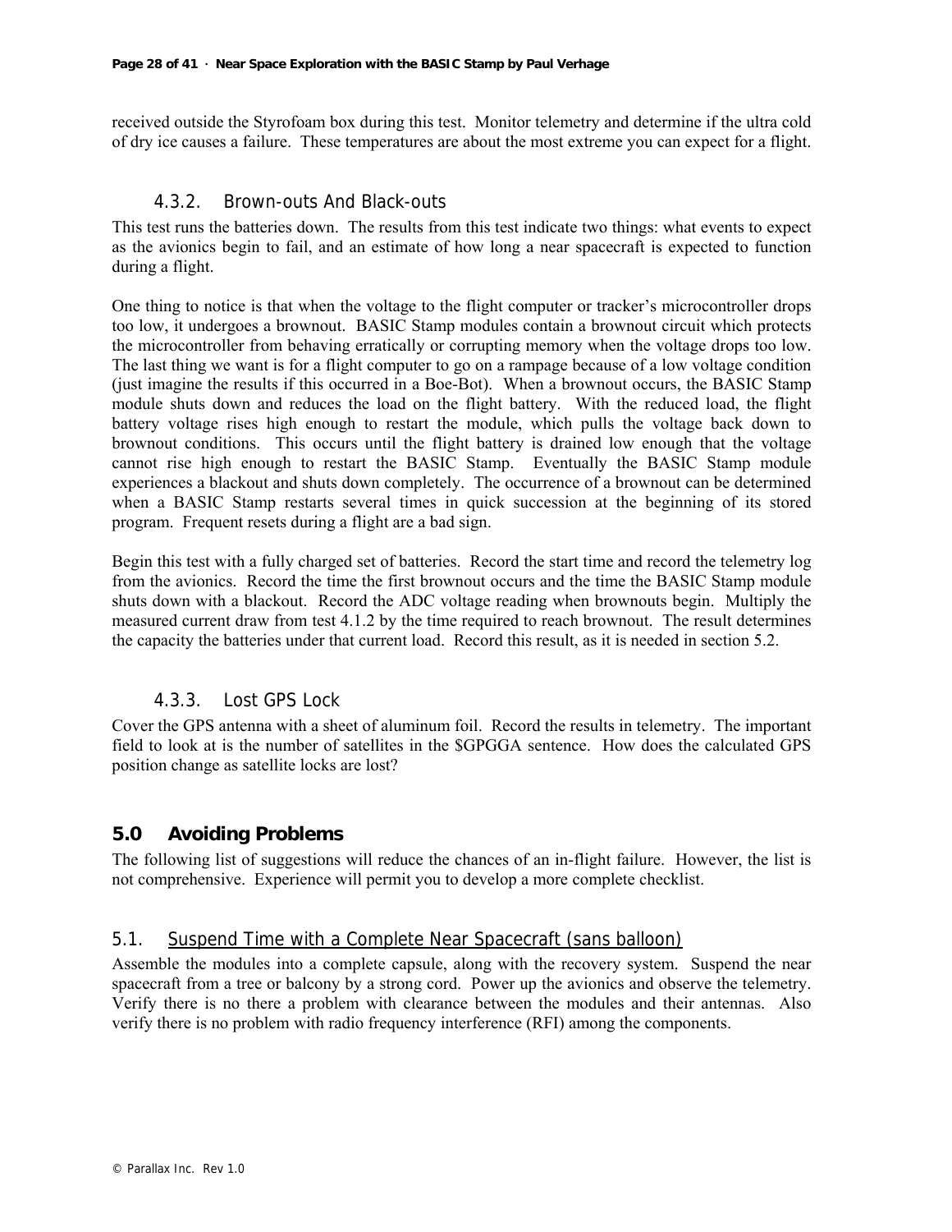received outside the Styrofoam box during this test. Monitor telemetry and determine if the ultra cold of dry ice causes a failure. These temperatures are about the most extreme you can expect for a flight.

### 4.3.2. Brown-outs And Black-outs

This test runs the batteries down. The results from this test indicate two things: what events to expect as the avionics begin to fail, and an estimate of how long a near spacecraft is expected to function during a flight.

One thing to notice is that when the voltage to the flight computer or tracker's microcontroller drops too low, it undergoes a brownout. BASIC Stamp modules contain a brownout circuit which protects the microcontroller from behaving erratically or corrupting memory when the voltage drops too low. The last thing we want is for a flight computer to go on a rampage because of a low voltage condition (just imagine the results if this occurred in a Boe-Bot). When a brownout occurs, the BASIC Stamp module shuts down and reduces the load on the flight battery. With the reduced load, the flight battery voltage rises high enough to restart the module, which pulls the voltage back down to brownout conditions. This occurs until the flight battery is drained low enough that the voltage cannot rise high enough to restart the BASIC Stamp. Eventually the BASIC Stamp module experiences a blackout and shuts down completely. The occurrence of a brownout can be determined when a BASIC Stamp restarts several times in quick succession at the beginning of its stored program. Frequent resets during a flight are a bad sign.

Begin this test with a fully charged set of batteries. Record the start time and record the telemetry log from the avionics. Record the time the first brownout occurs and the time the BASIC Stamp module shuts down with a blackout. Record the ADC voltage reading when brownouts begin. Multiply the measured current draw from test 4.1.2 by the time required to reach brownout. The result determines the capacity the batteries under that current load. Record this result, as it is needed in section 5.2.

### 4.3.3. Lost GPS Lock

Cover the GPS antenna with a sheet of aluminum foil. Record the results in telemetry. The important field to look at is the number of satellites in the $GPGGA sentence. How does the calculated GPS position change as satellite locks are lost?

## 5.0 Avoiding Problems

The following list of suggestions will reduce the chances of an in-flight failure. However, the list is not comprehensive. Experience will permit you to develop a more complete checklist.

### 5.1. Suspend Time with a Complete Near Spacecraft (sans balloon)

Assemble the modules into a complete capsule, along with the recovery system. Suspend the near spacecraft from a tree or balcony by a strong cord. Power up the avionics and observe the telemetry. Verify there is no there a problem with clearance between the modules and their antennas. Also verify there is no problem with radio frequency interference (RFI) among the components.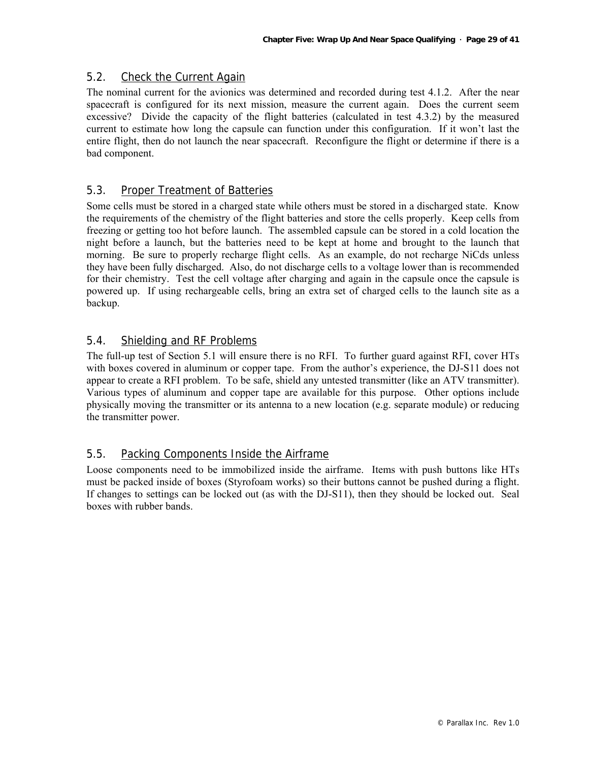## 5.2. Check the Current Again

The nominal current for the avionics was determined and recorded during test 4.1.2. After the near spacecraft is configured for its next mission, measure the current again. Does the current seem excessive? Divide the capacity of the flight batteries (calculated in test 4.3.2) by the measured current to estimate how long the capsule can function under this configuration. If it won't last the entire flight, then do not launch the near spacecraft. Reconfigure the flight or determine if there is a bad component.

## 5.3. Proper Treatment of Batteries

Some cells must be stored in a charged state while others must be stored in a discharged state. Know the requirements of the chemistry of the flight batteries and store the cells properly. Keep cells from freezing or getting too hot before launch. The assembled capsule can be stored in a cold location the night before a launch, but the batteries need to be kept at home and brought to the launch that morning. Be sure to properly recharge flight cells. As an example, do not recharge NiCds unless they have been fully discharged. Also, do not discharge cells to a voltage lower than is recommended for their chemistry. Test the cell voltage after charging and again in the capsule once the capsule is powered up. If using rechargeable cells, bring an extra set of charged cells to the launch site as a backup.

## 5.4. Shielding and RF Problems

The full-up test of Section 5.1 will ensure there is no RFI. To further guard against RFI, cover HTs with boxes covered in aluminum or copper tape. From the author's experience, the DJ-S11 does not appear to create a RFI problem. To be safe, shield any untested transmitter (like an ATV transmitter). Various types of aluminum and copper tape are available for this purpose. Other options include physically moving the transmitter or its antenna to a new location (e.g. separate module) or reducing the transmitter power.

## 5.5. Packing Components Inside the Airframe

Loose components need to be immobilized inside the airframe. Items with push buttons like HTs must be packed inside of boxes (Styrofoam works) so their buttons cannot be pushed during a flight. If changes to settings can be locked out (as with the DJ-S11), then they should be locked out. Seal boxes with rubber bands.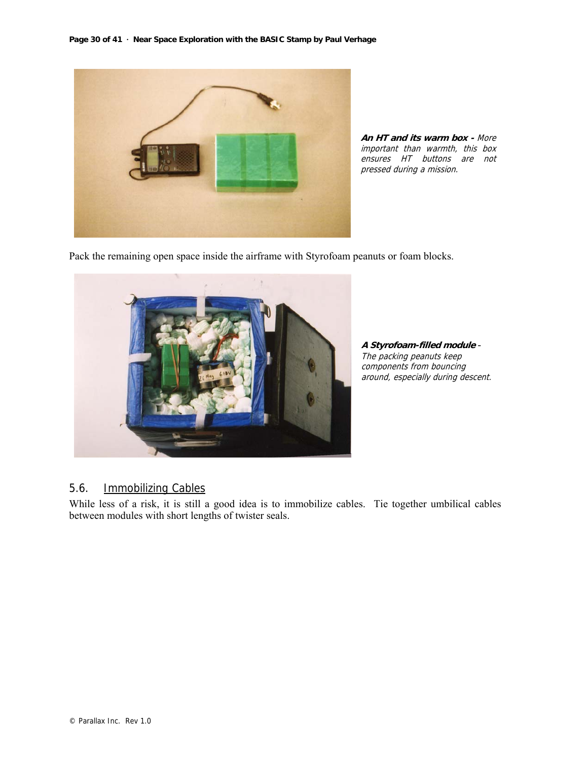**An HT and its warm box -** *More important than warmth, this box ensures HT buttons are not pressed during a mission.*

Pack the remaining open space inside the airframe with Styrofoam peanuts or foam blocks.

**A Styrofoam-filled module** - *The packing peanuts keep components from bouncing around, especially during descent.*

## 5.6. Immobilizing Cables

While less of a risk, it is still a good idea is to immobilize cables. Tie together umbilical cables between modules with short lengths of twister seals.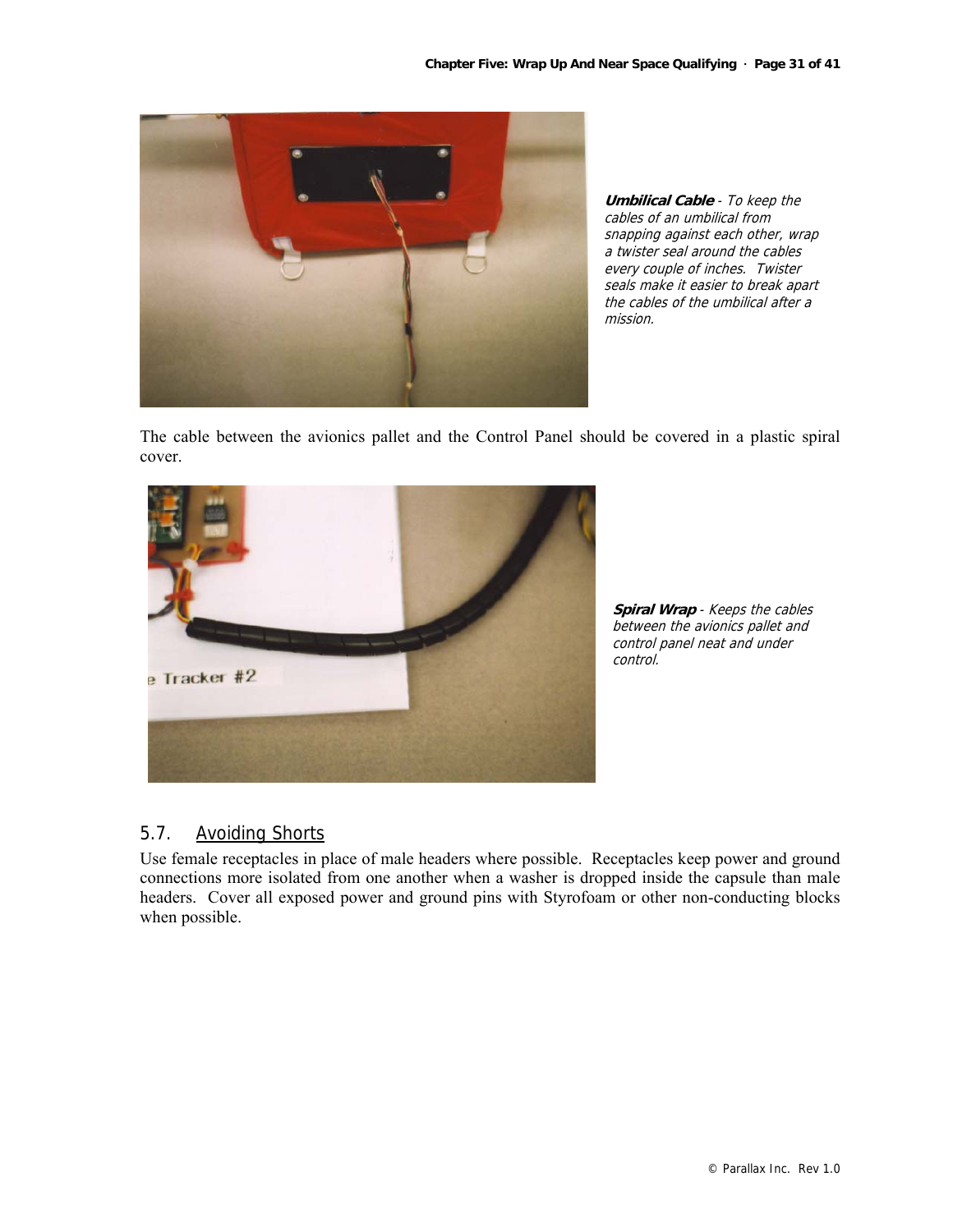***Umbilical Cable** - To keep the cables of an umbilical from snapping against each other, wrap a twister seal around the cables every couple of inches. Twister seals make it easier to break apart the cables of the umbilical after a mission.*

The cable between the avionics pallet and the Control Panel should be covered in a plastic spiral cover.

***Spiral Wrap** - Keeps the cables between the avionics pallet and control panel neat and under control.*

## 5.7. Avoiding Shorts

Use female receptacles in place of male headers where possible. Receptacles keep power and ground connections more isolated from one another when a washer is dropped inside the capsule than male headers. Cover all exposed power and ground pins with Styrofoam or other non-conducting blocks when possible.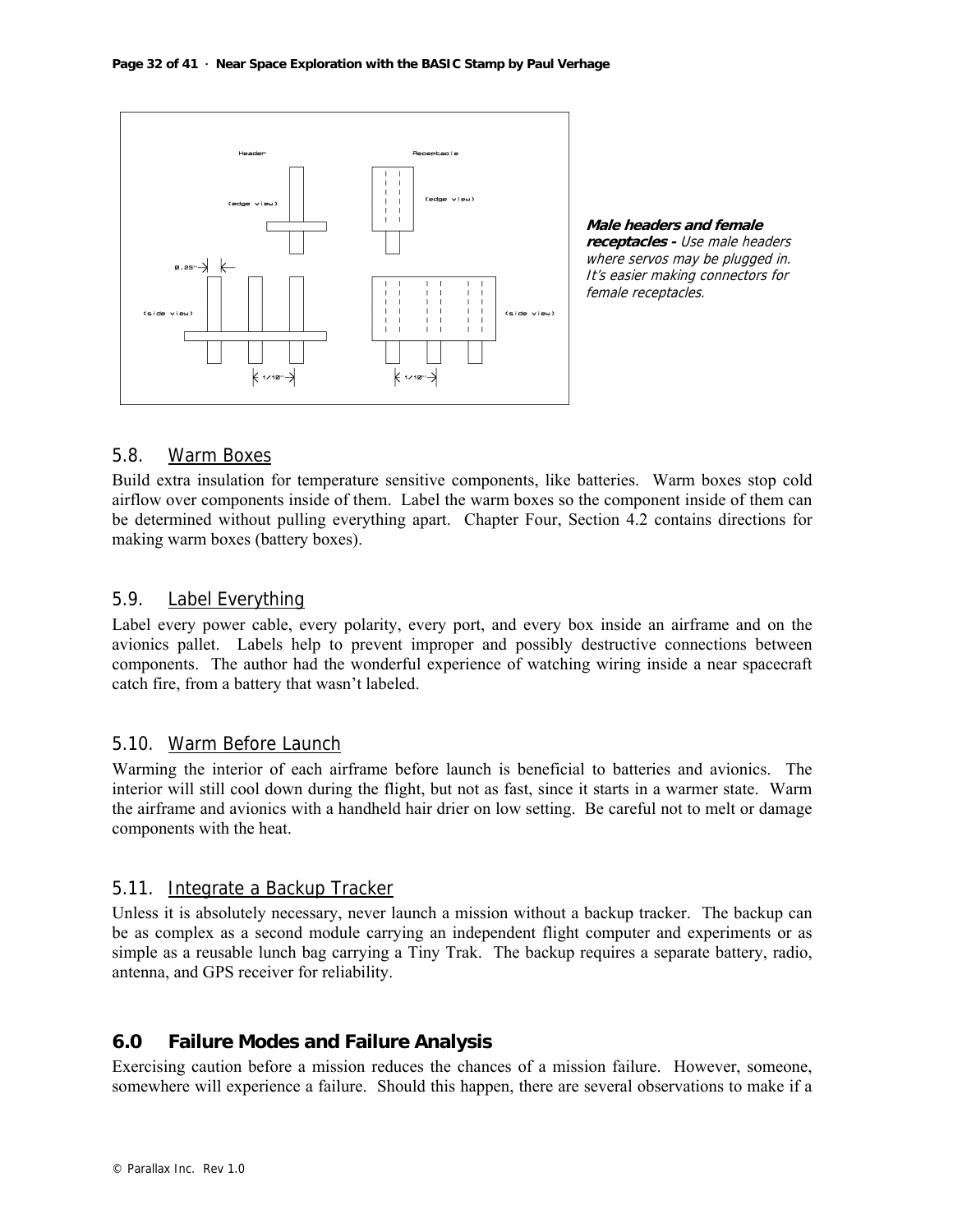**Male headers and female receptacles -** *Use male headers where servos may be plugged in. It's easier making connectors for female receptacles.*

## 5.8. Warm Boxes

Build extra insulation for temperature sensitive components, like batteries. Warm boxes stop cold airflow over components inside of them. Label the warm boxes so the component inside of them can be determined without pulling everything apart. Chapter Four, Section 4.2 contains directions for making warm boxes (battery boxes).

## 5.9. Label Everything

Label every power cable, every polarity, every port, and every box inside an airframe and on the avionics pallet. Labels help to prevent improper and possibly destructive connections between components. The author had the wonderful experience of watching wiring inside a near spacecraft catch fire, from a battery that wasn't labeled.

## 5.10. Warm Before Launch

Warming the interior of each airframe before launch is beneficial to batteries and avionics. The interior will still cool down during the flight, but not as fast, since it starts in a warmer state. Warm the airframe and avionics with a handheld hair drier on low setting. Be careful not to melt or damage components with the heat.

## 5.11. Integrate a Backup Tracker

Unless it is absolutely necessary, never launch a mission without a backup tracker. The backup can be as complex as a second module carrying an independent flight computer and experiments or as simple as a reusable lunch bag carrying a Tiny Trak. The backup requires a separate battery, radio, antenna, and GPS receiver for reliability.

# 6.0 Failure Modes and Failure Analysis

Exercising caution before a mission reduces the chances of a mission failure. However, someone, somewhere will experience a failure. Should this happen, there are several observations to make if a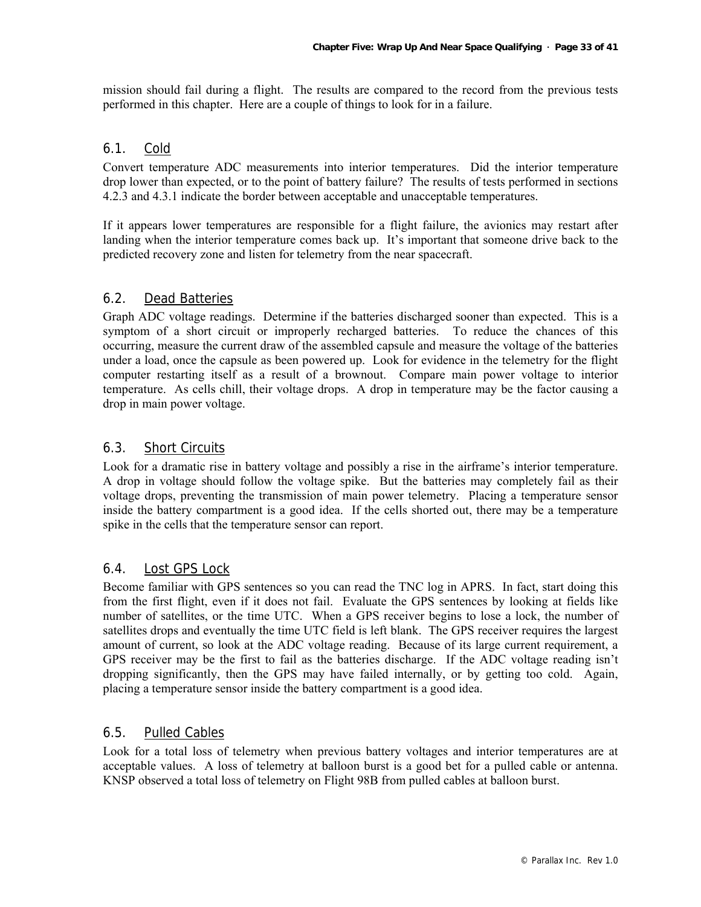mission should fail during a flight. The results are compared to the record from the previous tests performed in this chapter. Here are a couple of things to look for in a failure.

## 6.1. Cold

Convert temperature ADC measurements into interior temperatures. Did the interior temperature drop lower than expected, or to the point of battery failure? The results of tests performed in sections 4.2.3 and 4.3.1 indicate the border between acceptable and unacceptable temperatures.

If it appears lower temperatures are responsible for a flight failure, the avionics may restart after landing when the interior temperature comes back up. It's important that someone drive back to the predicted recovery zone and listen for telemetry from the near spacecraft.

## 6.2. Dead Batteries

Graph ADC voltage readings. Determine if the batteries discharged sooner than expected. This is a symptom of a short circuit or improperly recharged batteries. To reduce the chances of this occurring, measure the current draw of the assembled capsule and measure the voltage of the batteries under a load, once the capsule as been powered up. Look for evidence in the telemetry for the flight computer restarting itself as a result of a brownout. Compare main power voltage to interior temperature. As cells chill, their voltage drops. A drop in temperature may be the factor causing a drop in main power voltage.

## 6.3. Short Circuits

Look for a dramatic rise in battery voltage and possibly a rise in the airframe's interior temperature. A drop in voltage should follow the voltage spike. But the batteries may completely fail as their voltage drops, preventing the transmission of main power telemetry. Placing a temperature sensor inside the battery compartment is a good idea. If the cells shorted out, there may be a temperature spike in the cells that the temperature sensor can report.

## 6.4. Lost GPS Lock

Become familiar with GPS sentences so you can read the TNC log in APRS. In fact, start doing this from the first flight, even if it does not fail. Evaluate the GPS sentences by looking at fields like number of satellites, or the time UTC. When a GPS receiver begins to lose a lock, the number of satellites drops and eventually the time UTC field is left blank. The GPS receiver requires the largest amount of current, so look at the ADC voltage reading. Because of its large current requirement, a GPS receiver may be the first to fail as the batteries discharge. If the ADC voltage reading isn't dropping significantly, then the GPS may have failed internally, or by getting too cold. Again, placing a temperature sensor inside the battery compartment is a good idea.

## 6.5. Pulled Cables

Look for a total loss of telemetry when previous battery voltages and interior temperatures are at acceptable values. A loss of telemetry at balloon burst is a good bet for a pulled cable or antenna. KNSP observed a total loss of telemetry on Flight 98B from pulled cables at balloon burst.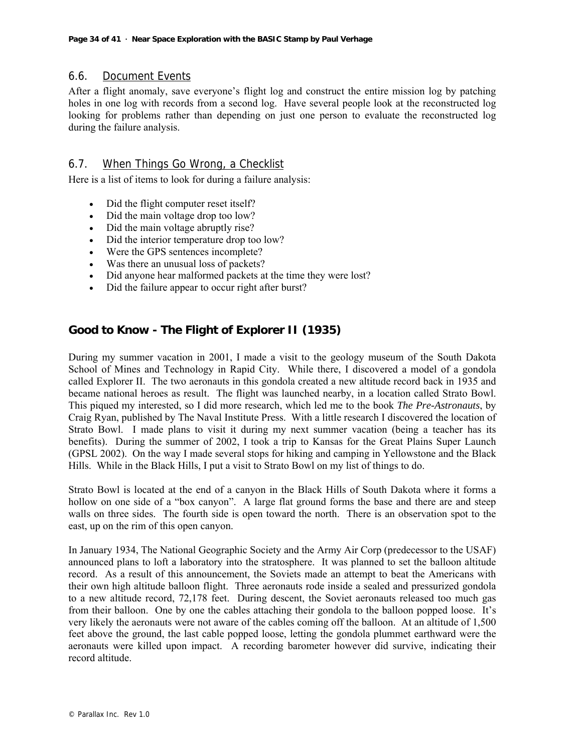## 6.6. Document Events

After a flight anomaly, save everyone's flight log and construct the entire mission log by patching holes in one log with records from a second log. Have several people look at the reconstructed log looking for problems rather than depending on just one person to evaluate the reconstructed log during the failure analysis.

## 6.7. When Things Go Wrong, a Checklist

Here is a list of items to look for during a failure analysis:

- Did the flight computer reset itself?
- Did the main voltage drop too low?
- Did the main voltage abruptly rise?
- Did the interior temperature drop too low?
- Were the GPS sentences incomplete?
- Was there an unusual loss of packets?
- Did anyone hear malformed packets at the time they were lost?
- Did the failure appear to occur right after burst?

### Good to Know - The Flight of Explorer II (1935)

During my summer vacation in 2001, I made a visit to the geology museum of the South Dakota School of Mines and Technology in Rapid City. While there, I discovered a model of a gondola called Explorer II. The two aeronauts in this gondola created a new altitude record back in 1935 and became national heroes as result. The flight was launched nearby, in a location called Strato Bowl. This piqued my interested, so I did more research, which led me to the book *The Pre-Astronauts*, by Craig Ryan, published by The Naval Institute Press. With a little research I discovered the location of Strato Bowl. I made plans to visit it during my next summer vacation (being a teacher has its benefits). During the summer of 2002, I took a trip to Kansas for the Great Plains Super Launch (GPSL 2002). On the way I made several stops for hiking and camping in Yellowstone and the Black Hills. While in the Black Hills, I put a visit to Strato Bowl on my list of things to do.

Strato Bowl is located at the end of a canyon in the Black Hills of South Dakota where it forms a hollow on one side of a "box canyon". A large flat ground forms the base and there are and steep walls on three sides. The fourth side is open toward the north. There is an observation spot to the east, up on the rim of this open canyon.

In January 1934, The National Geographic Society and the Army Air Corp (predecessor to the USAF) announced plans to loft a laboratory into the stratosphere. It was planned to set the balloon altitude record. As a result of this announcement, the Soviets made an attempt to beat the Americans with their own high altitude balloon flight. Three aeronauts rode inside a sealed and pressurized gondola to a new altitude record, 72,178 feet. During descent, the Soviet aeronauts released too much gas from their balloon. One by one the cables attaching their gondola to the balloon popped loose. It's very likely the aeronauts were not aware of the cables coming off the balloon. At an altitude of 1,500 feet above the ground, the last cable popped loose, letting the gondola plummet earthward were the aeronauts were killed upon impact. A recording barometer however did survive, indicating their record altitude.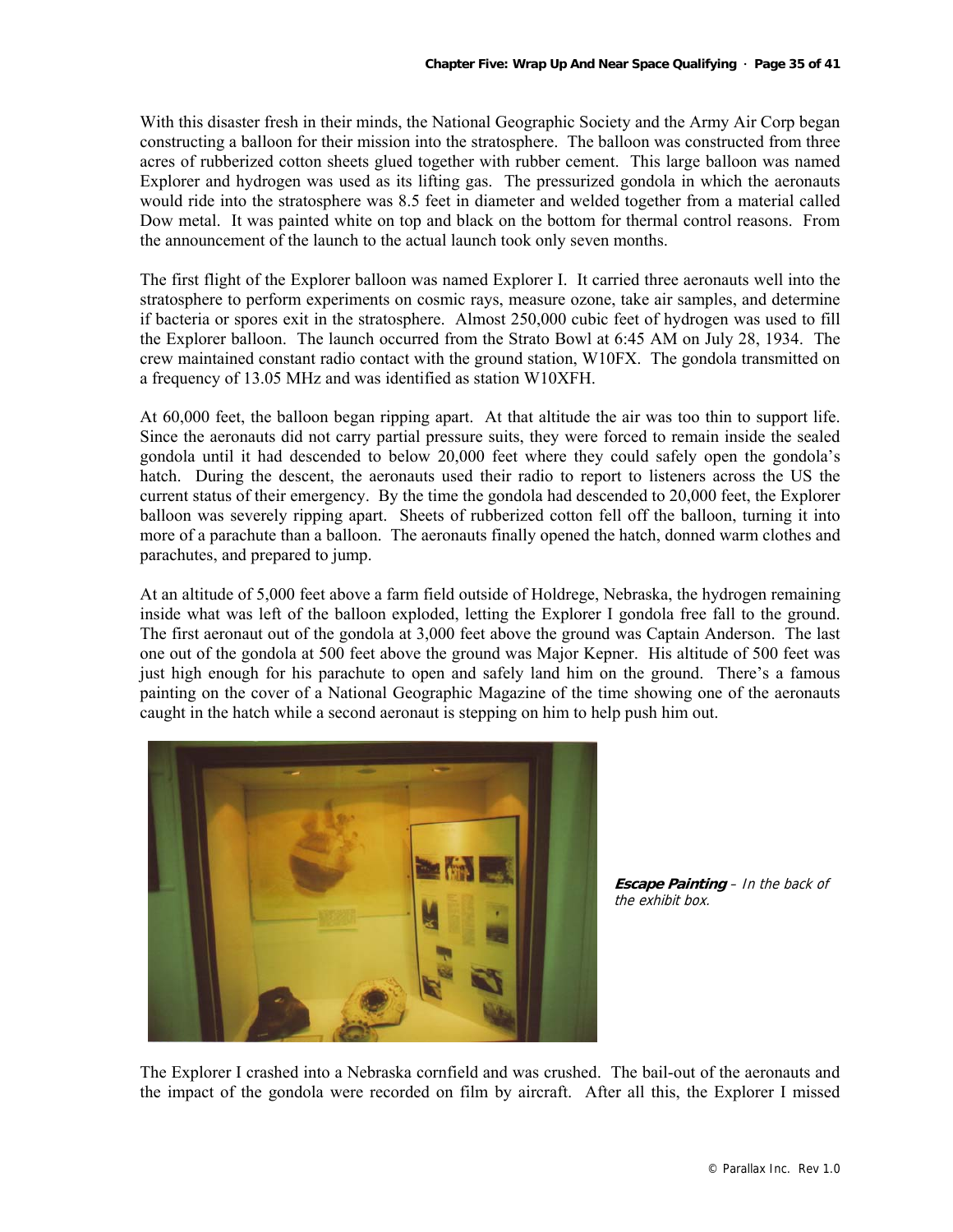With this disaster fresh in their minds, the National Geographic Society and the Army Air Corp began constructing a balloon for their mission into the stratosphere. The balloon was constructed from three acres of rubberized cotton sheets glued together with rubber cement. This large balloon was named Explorer and hydrogen was used as its lifting gas. The pressurized gondola in which the aeronauts would ride into the stratosphere was 8.5 feet in diameter and welded together from a material called Dow metal. It was painted white on top and black on the bottom for thermal control reasons. From the announcement of the launch to the actual launch took only seven months.

The first flight of the Explorer balloon was named Explorer I. It carried three aeronauts well into the stratosphere to perform experiments on cosmic rays, measure ozone, take air samples, and determine if bacteria or spores exit in the stratosphere. Almost 250,000 cubic feet of hydrogen was used to fill the Explorer balloon. The launch occurred from the Strato Bowl at 6:45 AM on July 28, 1934. The crew maintained constant radio contact with the ground station, W10FX. The gondola transmitted on a frequency of 13.05 MHz and was identified as station W10XFH.

At 60,000 feet, the balloon began ripping apart. At that altitude the air was too thin to support life. Since the aeronauts did not carry partial pressure suits, they were forced to remain inside the sealed gondola until it had descended to below 20,000 feet where they could safely open the gondola's hatch. During the descent, the aeronauts used their radio to report to listeners across the US the current status of their emergency. By the time the gondola had descended to 20,000 feet, the Explorer balloon was severely ripping apart. Sheets of rubberized cotton fell off the balloon, turning it into more of a parachute than a balloon. The aeronauts finally opened the hatch, donned warm clothes and parachutes, and prepared to jump.

At an altitude of 5,000 feet above a farm field outside of Holdrege, Nebraska, the hydrogen remaining inside what was left of the balloon exploded, letting the Explorer I gondola free fall to the ground. The first aeronaut out of the gondola at 3,000 feet above the ground was Captain Anderson. The last one out of the gondola at 500 feet above the ground was Major Kepner. His altitude of 500 feet was just high enough for his parachute to open and safely land him on the ground. There's a famous painting on the cover of a National Geographic Magazine of the time showing one of the aeronauts caught in the hatch while a second aeronaut is stepping on him to help push him out.

***Escape Painting*** – *In the back of the exhibit box.*

The Explorer I crashed into a Nebraska cornfield and was crushed. The bail-out of the aeronauts and the impact of the gondola were recorded on film by aircraft. After all this, the Explorer I missed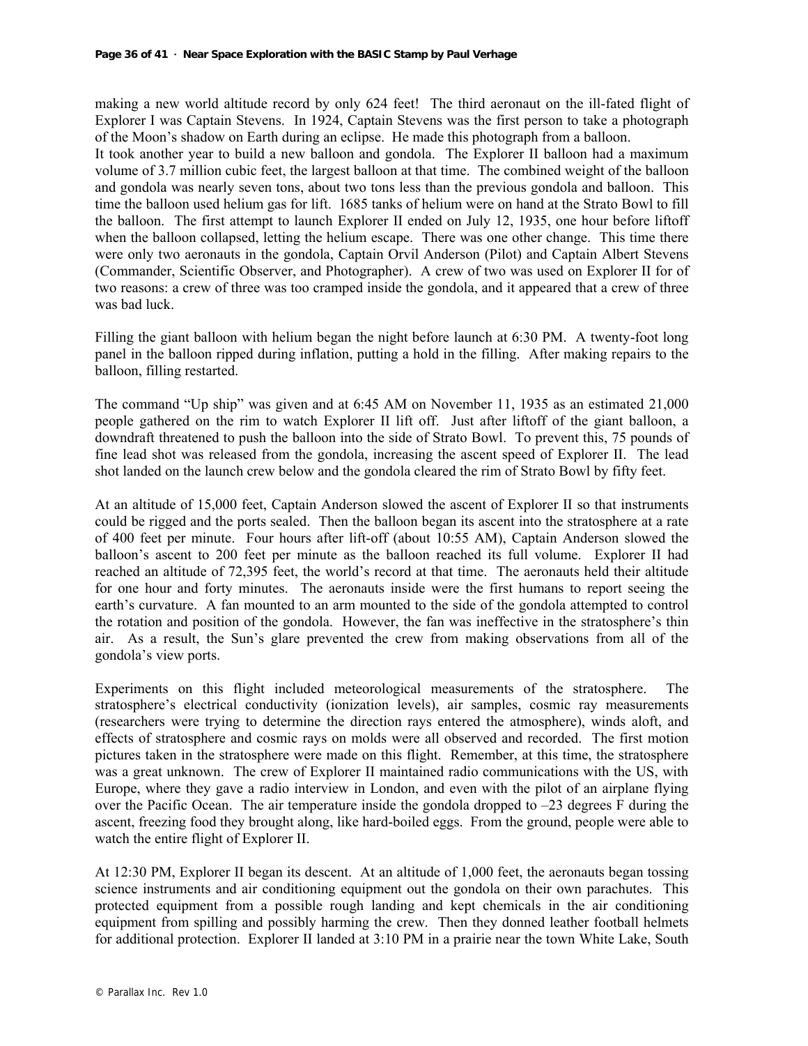making a new world altitude record by only 624 feet! The third aeronaut on the ill-fated flight of Explorer I was Captain Stevens. In 1924, Captain Stevens was the first person to take a photograph of the Moon's shadow on Earth during an eclipse. He made this photograph from a balloon.
It took another year to build a new balloon and gondola. The Explorer II balloon had a maximum volume of 3.7 million cubic feet, the largest balloon at that time. The combined weight of the balloon and gondola was nearly seven tons, about two tons less than the previous gondola and balloon. This time the balloon used helium gas for lift. 1685 tanks of helium were on hand at the Strato Bowl to fill the balloon. The first attempt to launch Explorer II ended on July 12, 1935, one hour before liftoff when the balloon collapsed, letting the helium escape. There was one other change. This time there were only two aeronauts in the gondola, Captain Orvil Anderson (Pilot) and Captain Albert Stevens (Commander, Scientific Observer, and Photographer). A crew of two was used on Explorer II for of two reasons: a crew of three was too cramped inside the gondola, and it appeared that a crew of three was bad luck.

Filling the giant balloon with helium began the night before launch at 6:30 PM. A twenty-foot long panel in the balloon ripped during inflation, putting a hold in the filling. After making repairs to the balloon, filling restarted.

The command "Up ship" was given and at 6:45 AM on November 11, 1935 as an estimated 21,000 people gathered on the rim to watch Explorer II lift off. Just after liftoff of the giant balloon, a downdraft threatened to push the balloon into the side of Strato Bowl. To prevent this, 75 pounds of fine lead shot was released from the gondola, increasing the ascent speed of Explorer II. The lead shot landed on the launch crew below and the gondola cleared the rim of Strato Bowl by fifty feet.

At an altitude of 15,000 feet, Captain Anderson slowed the ascent of Explorer II so that instruments could be rigged and the ports sealed. Then the balloon began its ascent into the stratosphere at a rate of 400 feet per minute. Four hours after lift-off (about 10:55 AM), Captain Anderson slowed the balloon's ascent to 200 feet per minute as the balloon reached its full volume. Explorer II had reached an altitude of 72,395 feet, the world's record at that time. The aeronauts held their altitude for one hour and forty minutes. The aeronauts inside were the first humans to report seeing the earth's curvature. A fan mounted to an arm mounted to the side of the gondola attempted to control the rotation and position of the gondola. However, the fan was ineffective in the stratosphere's thin air. As a result, the Sun's glare prevented the crew from making observations from all of the gondola's view ports.

Experiments on this flight included meteorological measurements of the stratosphere. The stratosphere's electrical conductivity (ionization levels), air samples, cosmic ray measurements (researchers were trying to determine the direction rays entered the atmosphere), winds aloft, and effects of stratosphere and cosmic rays on molds were all observed and recorded. The first motion pictures taken in the stratosphere were made on this flight. Remember, at this time, the stratosphere was a great unknown. The crew of Explorer II maintained radio communications with the US, with Europe, where they gave a radio interview in London, and even with the pilot of an airplane flying over the Pacific Ocean. The air temperature inside the gondola dropped to –23 degrees F during the ascent, freezing food they brought along, like hard-boiled eggs. From the ground, people were able to watch the entire flight of Explorer II.

At 12:30 PM, Explorer II began its descent. At an altitude of 1,000 feet, the aeronauts began tossing science instruments and air conditioning equipment out the gondola on their own parachutes. This protected equipment from a possible rough landing and kept chemicals in the air conditioning equipment from spilling and possibly harming the crew. Then they donned leather football helmets for additional protection. Explorer II landed at 3:10 PM in a prairie near the town White Lake, South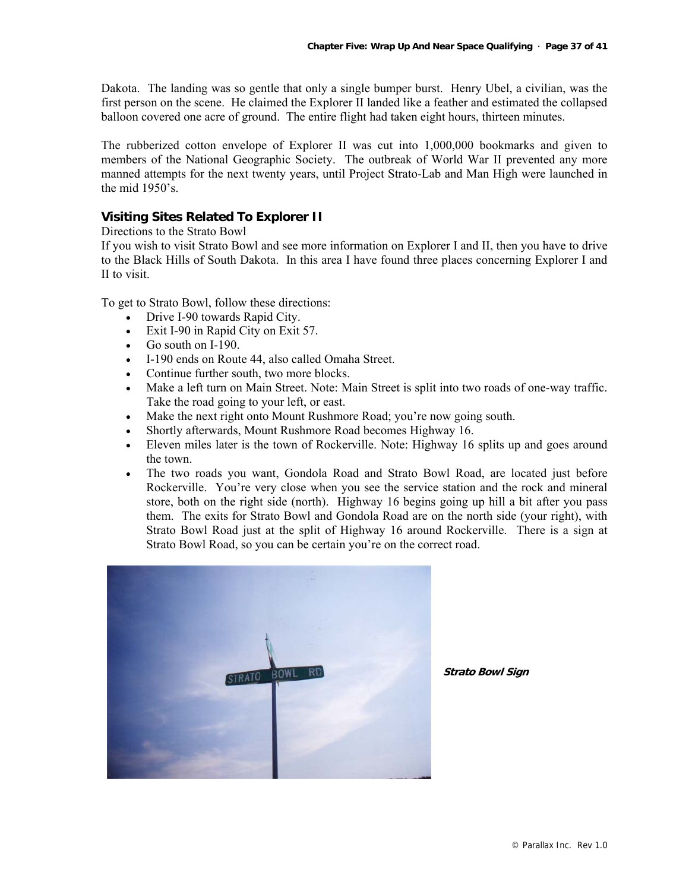Dakota. The landing was so gentle that only a single bumper burst. Henry Ubel, a civilian, was the first person on the scene. He claimed the Explorer II landed like a feather and estimated the collapsed balloon covered one acre of ground. The entire flight had taken eight hours, thirteen minutes.

The rubberized cotton envelope of Explorer II was cut into 1,000,000 bookmarks and given to members of the National Geographic Society. The outbreak of World War II prevented any more manned attempts for the next twenty years, until Project Strato-Lab and Man High were launched in the mid 1950's.

### Visiting Sites Related To Explorer II

Directions to the Strato Bowl

If you wish to visit Strato Bowl and see more information on Explorer I and II, then you have to drive to the Black Hills of South Dakota. In this area I have found three places concerning Explorer I and II to visit.

To get to Strato Bowl, follow these directions:

- Drive I-90 towards Rapid City.
- Exit I-90 in Rapid City on Exit 57.
- Go south on I-190.
- I-190 ends on Route 44, also called Omaha Street.
- Continue further south, two more blocks.
- Make a left turn on Main Street. Note: Main Street is split into two roads of one-way traffic. Take the road going to your left, or east.
- Make the next right onto Mount Rushmore Road; you're now going south.
- Shortly afterwards, Mount Rushmore Road becomes Highway 16.
- Eleven miles later is the town of Rockerville. Note: Highway 16 splits up and goes around the town.
- The two roads you want, Gondola Road and Strato Bowl Road, are located just before Rockerville. You're very close when you see the service station and the rock and mineral store, both on the right side (north). Highway 16 begins going up hill a bit after you pass them. The exits for Strato Bowl and Gondola Road are on the north side (your right), with Strato Bowl Road just at the split of Highway 16 around Rockerville. There is a sign at Strato Bowl Road, so you can be certain you're on the correct road.

***Strato Bowl Sign***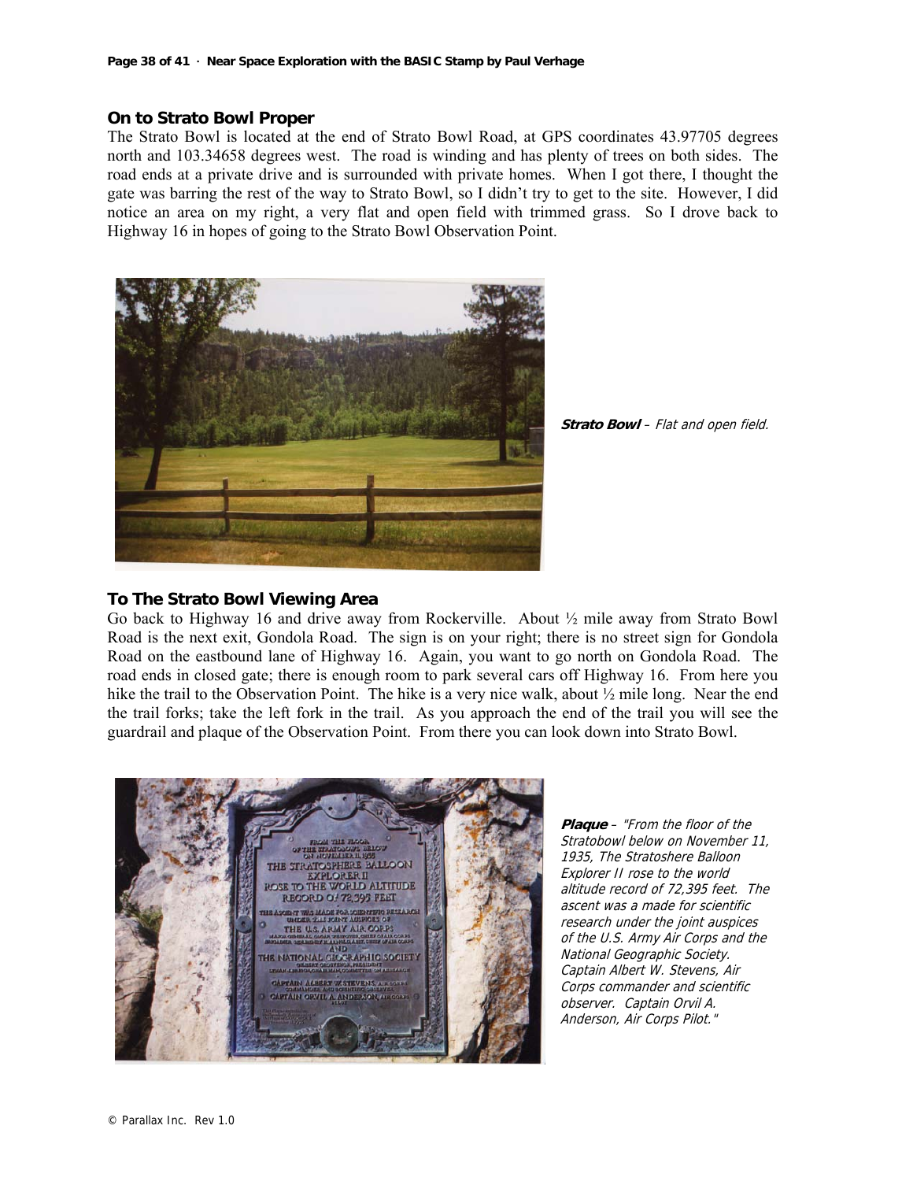## On to Strato Bowl Proper

The Strato Bowl is located at the end of Strato Bowl Road, at GPS coordinates 43.97705 degrees north and 103.34658 degrees west. The road is winding and has plenty of trees on both sides. The road ends at a private drive and is surrounded with private homes. When I got there, I thought the gate was barring the rest of the way to Strato Bowl, so I didn't try to get to the site. However, I did notice an area on my right, a very flat and open field with trimmed grass. So I drove back to Highway 16 in hopes of going to the Strato Bowl Observation Point.

***Strato Bowl*** – *Flat and open field.*

## To The Strato Bowl Viewing Area

Go back to Highway 16 and drive away from Rockerville. About ½ mile away from Strato Bowl Road is the next exit, Gondola Road. The sign is on your right; there is no street sign for Gondola Road on the eastbound lane of Highway 16. Again, you want to go north on Gondola Road. The road ends in closed gate; there is enough room to park several cars off Highway 16. From here you hike the trail to the Observation Point. The hike is a very nice walk, about ½ mile long. Near the end the trail forks; take the left fork in the trail. As you approach the end of the trail you will see the guardrail and plaque of the Observation Point. From there you can look down into Strato Bowl.

***Plaque*** – *"From the floor of the Stratobowl below on November 11, 1935, The Stratoshere Balloon Explorer II rose to the world altitude record of 72,395 feet. The ascent was a made for scientific research under the joint auspices of the U.S. Army Air Corps and the National Geographic Society. Captain Albert W. Stevens, Air Corps commander and scientific observer. Captain Orvil A. Anderson, Air Corps Pilot."*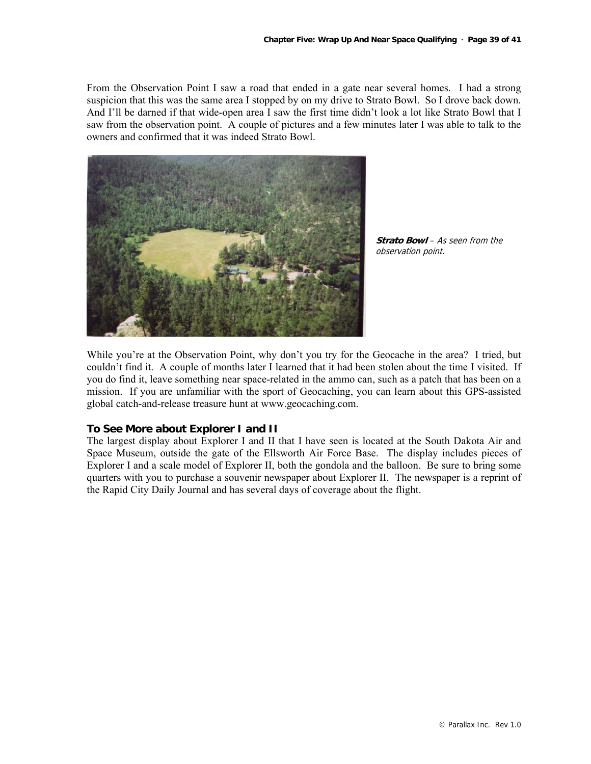From the Observation Point I saw a road that ended in a gate near several homes. I had a strong suspicion that this was the same area I stopped by on my drive to Strato Bowl. So I drove back down. And I'll be darned if that wide-open area I saw the first time didn't look a lot like Strato Bowl that I saw from the observation point. A couple of pictures and a few minutes later I was able to talk to the owners and confirmed that it was indeed Strato Bowl.

***Strato Bowl*** *– As seen from the observation point.*

While you're at the Observation Point, why don't you try for the Geocache in the area? I tried, but couldn't find it. A couple of months later I learned that it had been stolen about the time I visited. If you do find it, leave something near space-related in the ammo can, such as a patch that has been on a mission. If you are unfamiliar with the sport of Geocaching, you can learn about this GPS-assisted global catch-and-release treasure hunt at www.geocaching.com.

### To See More about Explorer I and II

The largest display about Explorer I and II that I have seen is located at the South Dakota Air and Space Museum, outside the gate of the Ellsworth Air Force Base. The display includes pieces of Explorer I and a scale model of Explorer II, both the gondola and the balloon. Be sure to bring some quarters with you to purchase a souvenir newspaper about Explorer II. The newspaper is a reprint of the Rapid City Daily Journal and has several days of coverage about the flight.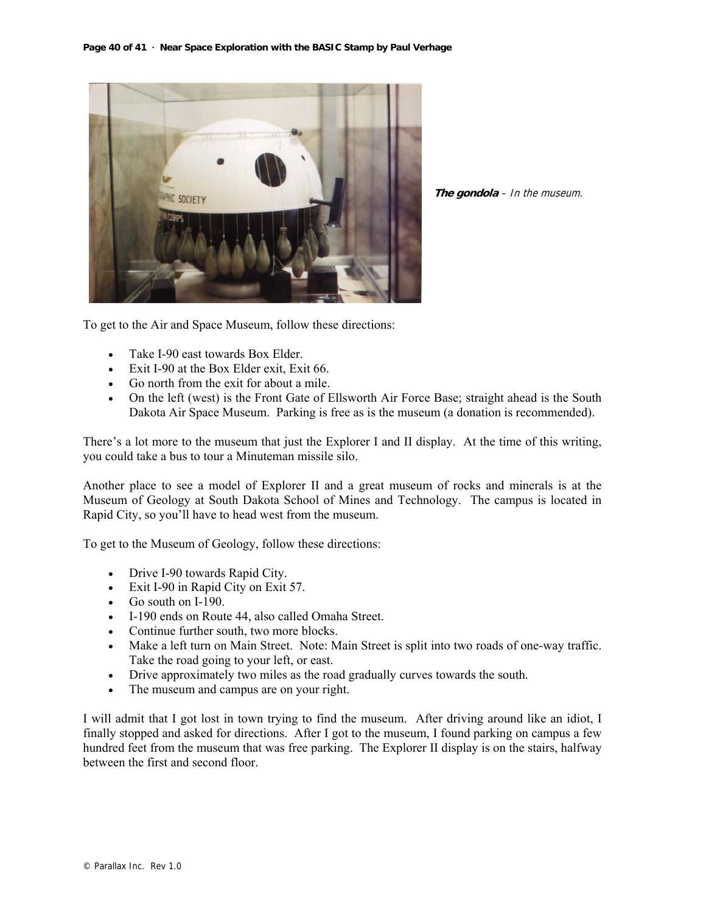***The gondola*** *– In the museum.*

To get to the Air and Space Museum, follow these directions:

- Take I-90 east towards Box Elder.
- Exit I-90 at the Box Elder exit, Exit 66.
- Go north from the exit for about a mile.
- On the left (west) is the Front Gate of Ellsworth Air Force Base; straight ahead is the South Dakota Air Space Museum. Parking is free as is the museum (a donation is recommended).

There's a lot more to the museum that just the Explorer I and II display. At the time of this writing, you could take a bus to tour a Minuteman missile silo.

Another place to see a model of Explorer II and a great museum of rocks and minerals is at the Museum of Geology at South Dakota School of Mines and Technology. The campus is located in Rapid City, so you'll have to head west from the museum.

To get to the Museum of Geology, follow these directions:

- Drive I-90 towards Rapid City.
- Exit I-90 in Rapid City on Exit 57.
- Go south on I-190.
- I-190 ends on Route 44, also called Omaha Street.
- Continue further south, two more blocks.
- Make a left turn on Main Street. Note: Main Street is split into two roads of one-way traffic. Take the road going to your left, or east.
- Drive approximately two miles as the road gradually curves towards the south.
- The museum and campus are on your right.

I will admit that I got lost in town trying to find the museum. After driving around like an idiot, I finally stopped and asked for directions. After I got to the museum, I found parking on campus a few hundred feet from the museum that was free parking. The Explorer II display is on the stairs, halfway between the first and second floor.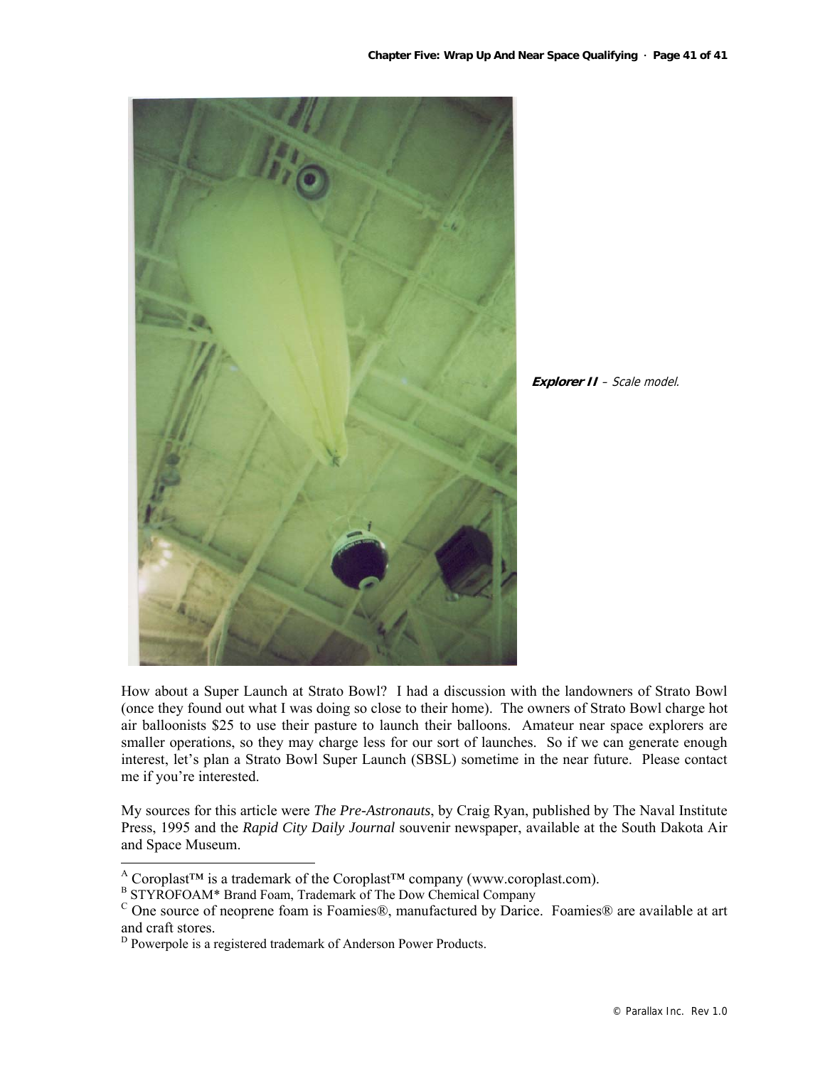**Explorer II** – *Scale model.*

How about a Super Launch at Strato Bowl? I had a discussion with the landowners of Strato Bowl (once they found out what I was doing so close to their home). The owners of Strato Bowl charge hot air balloonists $25 to use their pasture to launch their balloons. Amateur near space explorers are smaller operations, so they may charge less for our sort of launches. So if we can generate enough interest, let's plan a Strato Bowl Super Launch (SBSL) sometime in the near future. Please contact me if you're interested.

My sources for this article were *The Pre-Astronauts*, by Craig Ryan, published by The Naval Institute Press, 1995 and the *Rapid City Daily Journal* souvenir newspaper, available at the South Dakota Air and Space Museum.

---

[A] Coroplast™ is a trademark of the Coroplast™ company (www.coroplast.com).

[B] STYROFOAM* Brand Foam, Trademark of The Dow Chemical Company

[C] One source of neoprene foam is Foamies®, manufactured by Darice. Foamies® are available at art and craft stores.

[D] Powerpole is a registered trademark of Anderson Power Products.